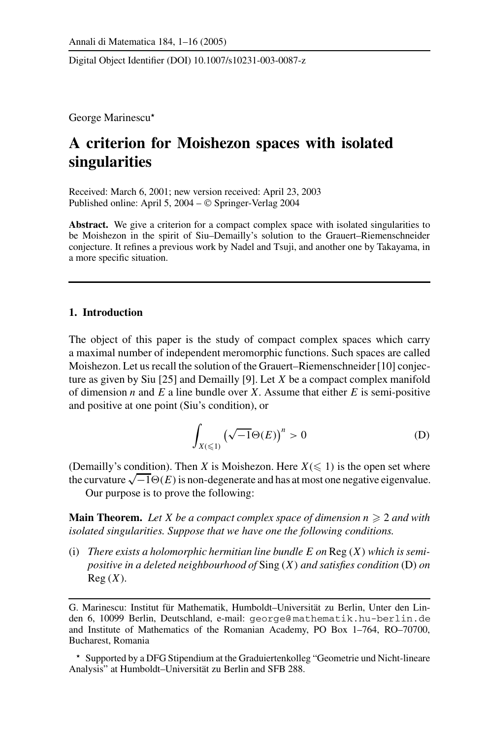George Marinescu*

# A criterion for Moishezon spaces with isolated singularities

Received: March 6, 2001; new version received: April 23, 2003
Published online: April 5, 2004 – © Springer-Verlag 2004

**Abstract.** We give a criterion for a compact complex space with isolated singularities to be Moishezon in the spirit of Siu–Demailly's solution to the Grauert–Riemenschneider conjecture. It refines a previous work by Nadel and Tsuji, and another one by Takayama, in a more specific situation.

## 1. Introduction

The object of this paper is the study of compact complex spaces which carry a maximal number of independent meromorphic functions. Such spaces are called Moishezon. Let us recall the solution of the Grauert–Riemenschneider [10] conjecture as given by Siu [25] and Demailly [9]. Let $X$ be a compact complex manifold of dimension $n$ and $E$ a line bundle over $X$. Assume that either $E$ is semi-positive and positive at one point (Siu's condition), or

$$\int_{X(\leqslant 1)} \left(\sqrt{-1}\Theta(E)\right)^n > 0 \tag{D}$$

(Demailly's condition). Then $X$ is Moishezon. Here $X(\leqslant 1)$ is the open set where the curvature $\sqrt{-1}\Theta(E)$ is non-degenerate and has at most one negative eigenvalue.

Our purpose is to prove the following:

**Main Theorem.** *Let $X$ be a compact complex space of dimension $n \geqslant 2$ and with isolated singularities. Suppose that we have one the following conditions.*

(i) *There exists a holomorphic hermitian line bundle $E$ on $\mathrm{Reg}\,(X)$ which is semi-positive in a deleted neighbourhood of $\mathrm{Sing}\,(X)$ and satisfies condition (D) on $\mathrm{Reg}\,(X)$.*

---

G. Marinescu: Institut für Mathematik, Humboldt–Universität zu Berlin, Unter den Linden 6, 10099 Berlin, Deutschland, e-mail: george@mathematik.hu-berlin.de and Institute of Mathematics of the Romanian Academy, PO Box 1–764, RO–70700, Bucharest, Romania

* Supported by a DFG Stipendium at the Graduiertenkolleg "Geometrie und Nicht-lineare Analysis" at Humboldt–Universität zu Berlin and SFB 288.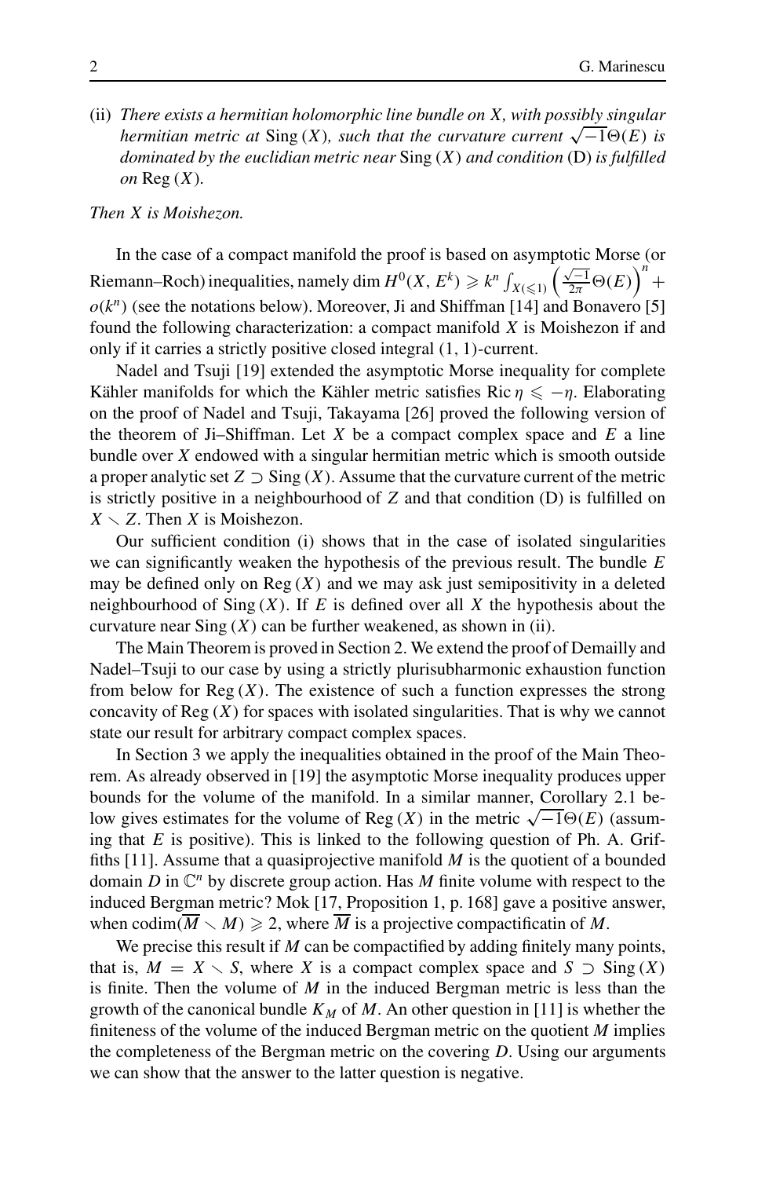(ii) *There exists a hermitian holomorphic line bundle on X, with possibly singular hermitian metric at* $\operatorname{Sing}(X)$*, such that the curvature current* $\sqrt{-1}\Theta(E)$ *is dominated by the euclidian metric near* $\operatorname{Sing}(X)$ *and condition* (D) *is fulfilled on* $\operatorname{Reg}(X)$.

*Then X is Moishezon.*

In the case of a compact manifold the proof is based on asymptotic Morse (or Riemann–Roch) inequalities, namely $\dim H^0(X, E^k) \geqslant k^n \int_{X(\leqslant 1)} \left(\frac{\sqrt{-1}}{2\pi}\Theta(E)\right)^n + o(k^n)$ (see the notations below). Moreover, Ji and Shiffman [14] and Bonavero [5] found the following characterization: a compact manifold $X$ is Moishezon if and only if it carries a strictly positive closed integral $(1, 1)$-current.

Nadel and Tsuji [19] extended the asymptotic Morse inequality for complete Kähler manifolds for which the Kähler metric satisfies $\operatorname{Ric}\eta \leqslant -\eta$. Elaborating on the proof of Nadel and Tsuji, Takayama [26] proved the following version of the theorem of Ji–Shiffman. Let $X$ be a compact complex space and $E$ a line bundle over $X$ endowed with a singular hermitian metric which is smooth outside a proper analytic set $Z \supset \operatorname{Sing}(X)$. Assume that the curvature current of the metric is strictly positive in a neighbourhood of $Z$ and that condition (D) is fulfilled on $X \smallsetminus Z$. Then $X$ is Moishezon.

Our sufficient condition (i) shows that in the case of isolated singularities we can significantly weaken the hypothesis of the previous result. The bundle $E$ may be defined only on $\operatorname{Reg}(X)$ and we may ask just semipositivity in a deleted neighbourhood of $\operatorname{Sing}(X)$. If $E$ is defined over all $X$ the hypothesis about the curvature near $\operatorname{Sing}(X)$ can be further weakened, as shown in (ii).

The Main Theorem is proved in Section 2. We extend the proof of Demailly and Nadel–Tsuji to our case by using a strictly plurisubharmonic exhaustion function from below for $\operatorname{Reg}(X)$. The existence of such a function expresses the strong concavity of $\operatorname{Reg}(X)$ for spaces with isolated singularities. That is why we cannot state our result for arbitrary compact complex spaces.

In Section 3 we apply the inequalities obtained in the proof of the Main Theorem. As already observed in [19] the asymptotic Morse inequality produces upper bounds for the volume of the manifold. In a similar manner, Corollary 2.1 below gives estimates for the volume of $\operatorname{Reg}(X)$ in the metric $\sqrt{-1}\Theta(E)$ (assuming that $E$ is positive). This is linked to the following question of Ph. A. Griffiths [11]. Assume that a quasiprojective manifold $M$ is the quotient of a bounded domain $D$ in $\mathbb{C}^n$ by discrete group action. Has $M$ finite volume with respect to the induced Bergman metric? Mok [17, Proposition 1, p. 168] gave a positive answer, when $\operatorname{codim}(\overline{M} \smallsetminus M) \geqslant 2$, where $\overline{M}$ is a projective compactificatin of $M$.

We precise this result if $M$ can be compactified by adding finitely many points, that is, $M = X \smallsetminus S$, where $X$ is a compact complex space and $S \supset \operatorname{Sing}(X)$ is finite. Then the volume of $M$ in the induced Bergman metric is less than the growth of the canonical bundle $K_M$ of $M$. An other question in [11] is whether the finiteness of the volume of the induced Bergman metric on the quotient $M$ implies the completeness of the Bergman metric on the covering $D$. Using our arguments we can show that the answer to the latter question is negative.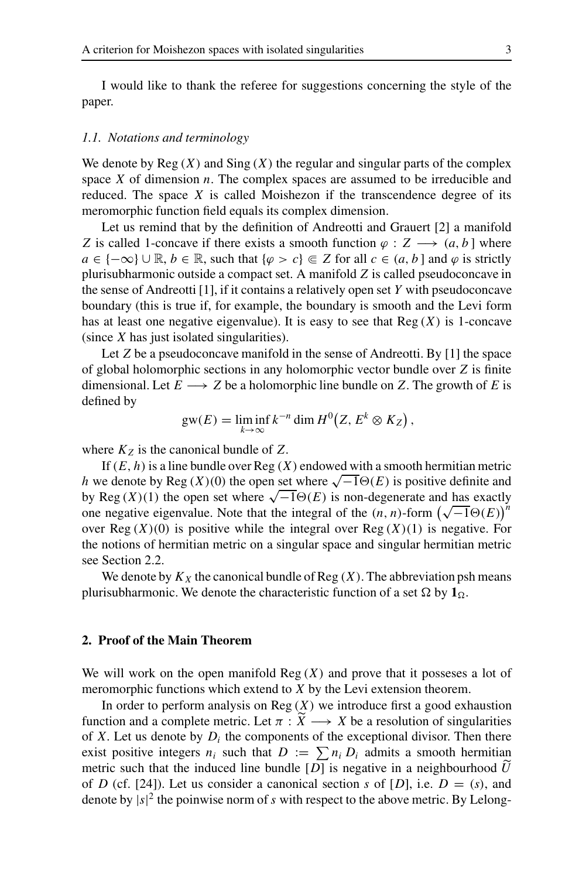I would like to thank the referee for suggestions concerning the style of the paper.

### *1.1. Notations and terminology*

We denote by $\mathrm{Reg}\,(X)$ and $\mathrm{Sing}\,(X)$ the regular and singular parts of the complex space $X$ of dimension $n$. The complex spaces are assumed to be irreducible and reduced. The space $X$ is called Moishezon if the transcendence degree of its meromorphic function field equals its complex dimension.

Let us remind that by the definition of Andreotti and Grauert [2] a manifold $Z$ is called 1-concave if there exists a smooth function $\varphi : Z \longrightarrow (a, b\,]$ where $a \in \{-\infty\} \cup \mathbb{R}$, $b \in \mathbb{R}$, such that $\{\varphi > c\} \Subset Z$ for all $c \in (a, b\,]$ and $\varphi$ is strictly plurisubharmonic outside a compact set. A manifold $Z$ is called pseudoconcave in the sense of Andreotti [1], if it contains a relatively open set $Y$ with pseudoconcave boundary (this is true if, for example, the boundary is smooth and the Levi form has at least one negative eigenvalue). It is easy to see that $\mathrm{Reg}\,(X)$ is 1-concave (since $X$ has just isolated singularities).

Let $Z$ be a pseudoconcave manifold in the sense of Andreotti. By [1] the space of global holomorphic sections in any holomorphic vector bundle over $Z$ is finite dimensional. Let $E \longrightarrow Z$ be a holomorphic line bundle on $Z$. The growth of $E$ is defined by

$$\mathrm{gw}(E) = \liminf_{k\to\infty} k^{-n} \dim H^0\big(Z, E^k \otimes K_Z\big)\,,$$

where $K_Z$ is the canonical bundle of $Z$.

If $(E, h)$ is a line bundle over $\mathrm{Reg}\,(X)$ endowed with a smooth hermitian metric $h$ we denote by $\mathrm{Reg}\,(X)(0)$ the open set where $\sqrt{-1}\Theta(E)$ is positive definite and by $\mathrm{Reg}\,(X)(1)$ the open set where $\sqrt{-1}\Theta(E)$ is non-degenerate and has exactly one negative eigenvalue. Note that the integral of the $(n, n)$-form $\big(\sqrt{-1}\Theta(E)\big)^n$ over $\mathrm{Reg}\,(X)(0)$ is positive while the integral over $\mathrm{Reg}\,(X)(1)$ is negative. For the notions of hermitian metric on a singular space and singular hermitian metric see Section 2.2.

We denote by $K_X$ the canonical bundle of $\mathrm{Reg}\,(X)$. The abbreviation psh means plurisubharmonic. We denote the characteristic function of a set $\Omega$ by $\mathbf{1}_{\Omega}$.

## 2. Proof of the Main Theorem

We will work on the open manifold $\mathrm{Reg}\,(X)$ and prove that it posseses a lot of meromorphic functions which extend to $X$ by the Levi extension theorem.

In order to perform analysis on $\mathrm{Reg}\,(X)$ we introduce first a good exhaustion function and a complete metric. Let $\pi : \widetilde{X} \longrightarrow X$ be a resolution of singularities of $X$. Let us denote by $D_i$ the components of the exceptional divisor. Then there exist positive integers $n_i$ such that $D := \sum n_i D_i$ admits a smooth hermitian metric such that the induced line bundle $[D]$ is negative in a neighbourhood $\widetilde{U}$ of $D$ (cf. [24]). Let us consider a canonical section $s$ of $[D]$, i.e. $D = (s)$, and denote by $|s|^2$ the poinwise norm of $s$ with respect to the above metric. By Lelong-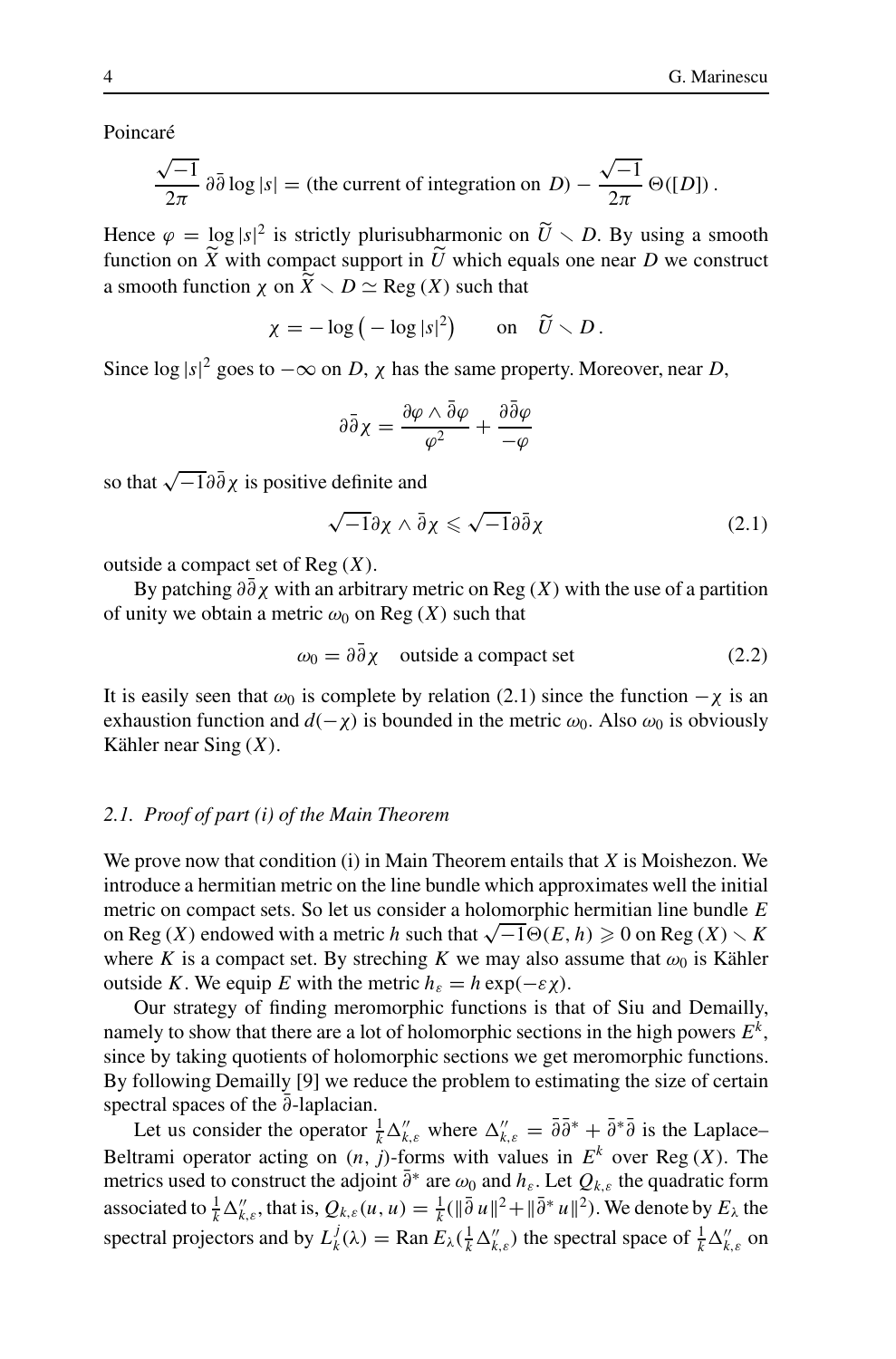Poincaré

$$\frac{\sqrt{-1}}{2\pi}\,\partial\bar\partial \log|s| = (\text{the current of integration on } D) - \frac{\sqrt{-1}}{2\pi}\,\Theta([D])\,.$$

Hence $\varphi = \log|s|^2$ is strictly plurisubharmonic on $\widetilde{U} \smallsetminus D$. By using a smooth function on $\widetilde{X}$ with compact support in $\widetilde{U}$ which equals one near $D$ we construct a smooth function $\chi$ on $\widetilde{X} \smallsetminus D \simeq \operatorname{Reg}(X)$ such that

$$\chi = -\log\big(-\log|s|^2\big) \qquad \text{on} \quad \widetilde{U} \smallsetminus D\,.$$

Since $\log|s|^2$ goes to $-\infty$ on $D$, $\chi$ has the same property. Moreover, near $D$,

$$\partial\bar\partial\chi = \frac{\partial\varphi\wedge\bar\partial\varphi}{\varphi^2} + \frac{\partial\bar\partial\varphi}{-\varphi}$$

so that $\sqrt{-1}\partial\bar\partial\chi$ is positive definite and

$$\sqrt{-1}\partial\chi\wedge\bar\partial\chi \leqslant \sqrt{-1}\partial\bar\partial\chi \tag{2.1}$$

outside a compact set of $\operatorname{Reg}(X)$.

By patching $\partial\bar\partial\chi$ with an arbitrary metric on $\operatorname{Reg}(X)$ with the use of a partition of unity we obtain a metric $\omega_0$ on $\operatorname{Reg}(X)$ such that

$$\omega_0 = \partial\bar\partial\chi \quad \text{outside a compact set} \tag{2.2}$$

It is easily seen that $\omega_0$ is complete by relation (2.1) since the function $-\chi$ is an exhaustion function and $d(-\chi)$ is bounded in the metric $\omega_0$. Also $\omega_0$ is obviously Kähler near $\operatorname{Sing}(X)$.

### *2.1. Proof of part (i) of the Main Theorem*

We prove now that condition (i) in Main Theorem entails that $X$ is Moishezon. We introduce a hermitian metric on the line bundle which approximates well the initial metric on compact sets. So let us consider a holomorphic hermitian line bundle $E$ on $\operatorname{Reg}(X)$ endowed with a metric $h$ such that $\sqrt{-1}\Theta(E,h) \geqslant 0$ on $\operatorname{Reg}(X) \smallsetminus K$ where $K$ is a compact set. By streching $K$ we may also assume that $\omega_0$ is Kähler outside $K$. We equip $E$ with the metric $h_\varepsilon = h\exp(-\varepsilon\chi)$.

Our strategy of finding meromorphic functions is that of Siu and Demailly, namely to show that there are a lot of holomorphic sections in the high powers $E^k$, since by taking quotients of holomorphic sections we get meromorphic functions. By following Demailly [9] we reduce the problem to estimating the size of certain spectral spaces of the $\bar\partial$-laplacian.

Let us consider the operator $\frac{1}{k}\Delta''_{k,\varepsilon}$ where $\Delta''_{k,\varepsilon} = \bar\partial\bar\partial^* + \bar\partial^*\bar\partial$ is the Laplace–Beltrami operator acting on $(n,j)$-forms with values in $E^k$ over $\operatorname{Reg}(X)$. The metrics used to construct the adjoint $\bar\partial^*$ are $\omega_0$ and $h_\varepsilon$. Let $Q_{k,\varepsilon}$ the quadratic form associated to $\frac{1}{k}\Delta''_{k,\varepsilon}$, that is, $Q_{k,\varepsilon}(u,u) = \frac{1}{k}(\|\bar\partial u\|^2 + \|\bar\partial^* u\|^2)$. We denote by $E_\lambda$ the spectral projectors and by $L^j_k(\lambda) = \operatorname{Ran} E_\lambda(\frac{1}{k}\Delta''_{k,\varepsilon})$ the spectral space of $\frac{1}{k}\Delta''_{k,\varepsilon}$ on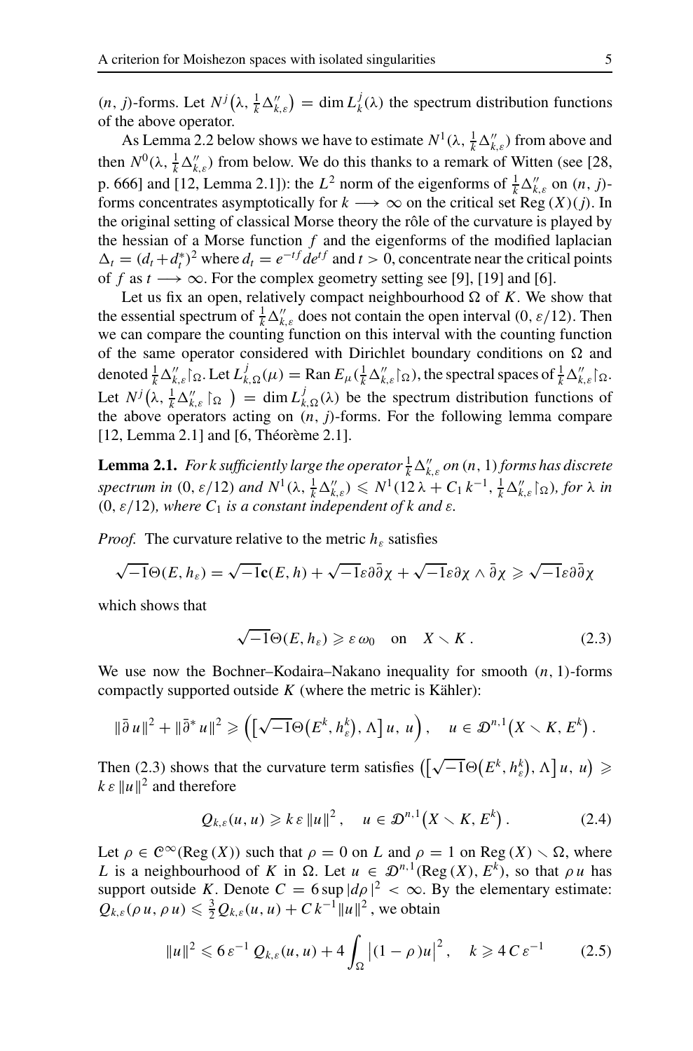$(n, j)$-forms. Let $N^j\big(\lambda, \frac{1}{k}\Delta''_{k,\varepsilon}\big) = \dim L^j_k(\lambda)$ the spectrum distribution functions of the above operator.

As Lemma 2.2 below shows we have to estimate $N^1(\lambda, \frac{1}{k}\Delta''_{k,\varepsilon})$ from above and then $N^0(\lambda, \frac{1}{k}\Delta''_{k,\varepsilon})$ from below. We do this thanks to a remark of Witten (see [28, p. 666] and [12, Lemma 2.1]): the $L^2$ norm of the eigenforms of $\frac{1}{k}\Delta''_{k,\varepsilon}$ on $(n, j)$-forms concentrates asymptotically for $k \longrightarrow \infty$ on the critical set $\operatorname{Reg}(X)(j)$. In the original setting of classical Morse theory the rôle of the curvature is played by the hessian of a Morse function $f$ and the eigenforms of the modified laplacian $\Delta_t = (d_t + d_t^*)^2$ where $d_t = e^{-tf} d e^{tf}$ and $t > 0$, concentrate near the critical points of $f$ as $t \longrightarrow \infty$. For the complex geometry setting see [9], [19] and [6].

Let us fix an open, relatively compact neighbourhood $\Omega$ of $K$. We show that the essential spectrum of $\frac{1}{k}\Delta''_{k,\varepsilon}$ does not contain the open interval $(0, \varepsilon/12)$. Then we can compare the counting function on this interval with the counting function of the same operator considered with Dirichlet boundary conditions on $\Omega$ and denoted $\frac{1}{k}\Delta''_{k,\varepsilon}\restriction_\Omega$. Let $L^j_{k,\Omega}(\mu) = \operatorname{Ran} E_\mu(\frac{1}{k}\Delta''_{k,\varepsilon}\restriction_\Omega)$, the spectral spaces of $\frac{1}{k}\Delta''_{k,\varepsilon}\restriction_\Omega$. Let $N^j\big(\lambda, \frac{1}{k}\Delta''_{k,\varepsilon}\restriction_\Omega\big) = \dim L^j_{k,\Omega}(\lambda)$ be the spectrum distribution functions of the above operators acting on $(n, j)$-forms. For the following lemma compare [12, Lemma 2.1] and [6, Théorème 2.1].

**Lemma 2.1.** *For $k$ sufficiently large the operator $\frac{1}{k}\Delta''_{k,\varepsilon}$ on $(n, 1)$ forms has discrete spectrum in $(0, \varepsilon/12)$ and $N^1(\lambda, \frac{1}{k}\Delta''_{k,\varepsilon}) \leqslant N^1(12\,\lambda + C_1\, k^{-1}, \frac{1}{k}\Delta''_{k,\varepsilon}\restriction_\Omega)$, for $\lambda$ in $(0, \varepsilon/12)$, where $C_1$ is a constant independent of $k$ and $\varepsilon$.*

*Proof.* The curvature relative to the metric $h_\varepsilon$ satisfies

$$\sqrt{-1}\Theta(E, h_\varepsilon) = \sqrt{-1}\mathbf{c}(E, h) + \sqrt{-1}\varepsilon\partial\bar\partial\chi + \sqrt{-1}\varepsilon\partial\chi \wedge \bar\partial\chi \geqslant \sqrt{-1}\varepsilon\partial\bar\partial\chi$$

which shows that

$$\sqrt{-1}\Theta(E, h_\varepsilon) \geqslant \varepsilon\,\omega_0 \quad \text{on} \quad X \smallsetminus K\,. \tag{2.3}$$

We use now the Bochner–Kodaira–Nakano inequality for smooth $(n, 1)$-forms compactly supported outside $K$ (where the metric is Kähler):

$$\|\bar\partial u\|^2 + \|\bar\partial^* u\|^2 \geqslant \Big(\big[\sqrt{-1}\Theta\big(E^k, h^k_\varepsilon\big), \Lambda\big]\,u,\ u\Big), \quad u \in \mathcal{D}^{n,1}\big(X \smallsetminus K, E^k\big)\,.$$

Then (2.3) shows that the curvature term satisfies $\big(\big[\sqrt{-1}\Theta\big(E^k, h^k_\varepsilon\big), \Lambda\big]\,u,\ u\big) \geqslant k\,\varepsilon\,\|u\|^2$ and therefore

$$Q_{k,\varepsilon}(u, u) \geqslant k\,\varepsilon\,\|u\|^2\,, \quad u \in \mathcal{D}^{n,1}\big(X \smallsetminus K, E^k\big)\,. \tag{2.4}$$

Let $\rho \in \mathcal{C}^\infty(\operatorname{Reg}(X))$ such that $\rho = 0$ on $L$ and $\rho = 1$ on $\operatorname{Reg}(X) \smallsetminus \Omega$, where $L$ is a neighbourhood of $K$ in $\Omega$. Let $u \in \mathcal{D}^{n,1}(\operatorname{Reg}(X), E^k)$, so that $\rho\,u$ has support outside $K$. Denote $C = 6\sup|d\rho|^2 < \infty$. By the elementary estimate: $Q_{k,\varepsilon}(\rho\,u, \rho\,u) \leqslant \frac{3}{2}Q_{k,\varepsilon}(u, u) + C\,k^{-1}\|u\|^2$, we obtain

$$\|u\|^2 \leqslant 6\,\varepsilon^{-1}\,Q_{k,\varepsilon}(u, u) + 4\int_\Omega \big|(1-\rho)u\big|^2, \quad k \geqslant 4\,C\,\varepsilon^{-1} \tag{2.5}$$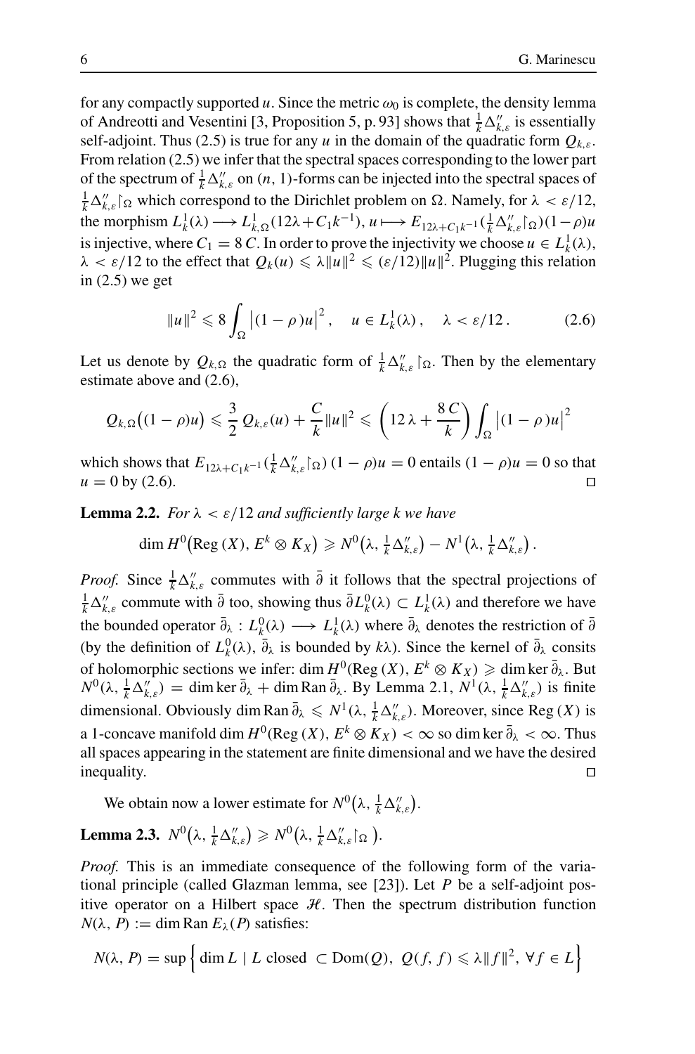for any compactly supported $u$. Since the metric $\omega_0$ is complete, the density lemma of Andreotti and Vesentini [3, Proposition 5, p. 93] shows that $\frac{1}{k}\Delta''_{k,\varepsilon}$ is essentially self-adjoint. Thus (2.5) is true for any $u$ in the domain of the quadratic form $Q_{k,\varepsilon}$. From relation (2.5) we infer that the spectral spaces corresponding to the lower part of the spectrum of $\frac{1}{k}\Delta''_{k,\varepsilon}$ on $(n,1)$-forms can be injected into the spectral spaces of $\frac{1}{k}\Delta''_{k,\varepsilon}\restriction_\Omega$ which correspond to the Dirichlet problem on $\Omega$. Namely, for $\lambda < \varepsilon/12$, the morphism $L^1_k(\lambda) \longrightarrow L^1_{k,\Omega}(12\lambda + C_1 k^{-1})$, $u \longmapsto E_{12\lambda + C_1 k^{-1}}(\frac{1}{k}\Delta''_{k,\varepsilon}\restriction_\Omega)(1-\rho)u$ is injective, where $C_1 = 8\,C$. In order to prove the injectivity we choose $u \in L^1_k(\lambda)$, $\lambda < \varepsilon/12$ to the effect that $Q_k(u) \leqslant \lambda\|u\|^2 \leqslant (\varepsilon/12)\|u\|^2$. Plugging this relation in (2.5) we get

$$\|u\|^2 \leqslant 8\int_\Omega \big|(1-\rho)u\big|^2\,, \quad u \in L^1_k(\lambda)\,, \quad \lambda < \varepsilon/12\,. \tag{2.6}$$

Let us denote by $Q_{k,\Omega}$ the quadratic form of $\frac{1}{k}\Delta''_{k,\varepsilon}\restriction_\Omega$. Then by the elementary estimate above and (2.6),

$$Q_{k,\Omega}\big((1-\rho)u\big) \leqslant \frac{3}{2}\,Q_{k,\varepsilon}(u) + \frac{C}{k}\|u\|^2 \leqslant \left(12\,\lambda + \frac{8\,C}{k}\right)\int_\Omega \big|(1-\rho)u\big|^2$$

which shows that $E_{12\lambda + C_1 k^{-1}}(\frac{1}{k}\Delta''_{k,\varepsilon}\restriction_\Omega)\,(1-\rho)u = 0$ entails $(1-\rho)u = 0$ so that $u = 0$ by (2.6). □

**Lemma 2.2.** *For $\lambda < \varepsilon/12$ and sufficiently large $k$ we have*

$$\dim H^0\big(\mathrm{Reg}\,(X), E^k \otimes K_X\big) \geqslant N^0\big(\lambda, \tfrac{1}{k}\Delta''_{k,\varepsilon}\big) - N^1\big(\lambda, \tfrac{1}{k}\Delta''_{k,\varepsilon}\big)\,.$$

*Proof.* Since $\frac{1}{k}\Delta''_{k,\varepsilon}$ commutes with $\bar\partial$ it follows that the spectral projections of $\frac{1}{k}\Delta''_{k,\varepsilon}$ commute with $\bar\partial$ too, showing thus $\bar\partial L^0_k(\lambda) \subset L^1_k(\lambda)$ and therefore we have the bounded operator $\bar\partial_\lambda : L^0_k(\lambda) \longrightarrow L^1_k(\lambda)$ where $\bar\partial_\lambda$ denotes the restriction of $\bar\partial$ (by the definition of $L^0_k(\lambda)$, $\bar\partial_\lambda$ is bounded by $k\lambda$). Since the kernel of $\bar\partial_\lambda$ consits of holomorphic sections we infer: $\dim H^0(\mathrm{Reg}\,(X), E^k \otimes K_X) \geqslant \dim\ker\bar\partial_\lambda$. But $N^0(\lambda, \frac{1}{k}\Delta''_{k,\varepsilon}) = \dim\ker\bar\partial_\lambda + \dim\mathrm{Ran}\,\bar\partial_\lambda$. By Lemma 2.1, $N^1(\lambda, \frac{1}{k}\Delta''_{k,\varepsilon})$ is finite dimensional. Obviously $\dim\mathrm{Ran}\,\bar\partial_\lambda \leqslant N^1(\lambda, \frac{1}{k}\Delta''_{k,\varepsilon})$. Moreover, since $\mathrm{Reg}\,(X)$ is a 1-concave manifold $\dim H^0(\mathrm{Reg}\,(X), E^k \otimes K_X) < \infty$ so $\dim\ker\bar\partial_\lambda < \infty$. Thus all spaces appearing in the statement are finite dimensional and we have the desired inequality. □

We obtain now a lower estimate for $N^0\big(\lambda, \frac{1}{k}\Delta''_{k,\varepsilon}\big)$.

**Lemma 2.3.** $N^0\big(\lambda, \frac{1}{k}\Delta''_{k,\varepsilon}\big) \geqslant N^0\big(\lambda, \frac{1}{k}\Delta''_{k,\varepsilon}\restriction_\Omega\,\big)$.

*Proof.* This is an immediate consequence of the following form of the variational principle (called Glazman lemma, see [23]). Let $P$ be a self-adjoint positive operator on a Hilbert space $\mathcal{H}$. Then the spectrum distribution function $N(\lambda, P) := \dim\mathrm{Ran}\,E_\lambda(P)$ satisfies:

$$N(\lambda, P) = \sup\Big\{\dim L \mid L \text{ closed } \subset \mathrm{Dom}(Q),\ Q(f,f) \leqslant \lambda\|f\|^2,\ \forall f \in L\Big\}$$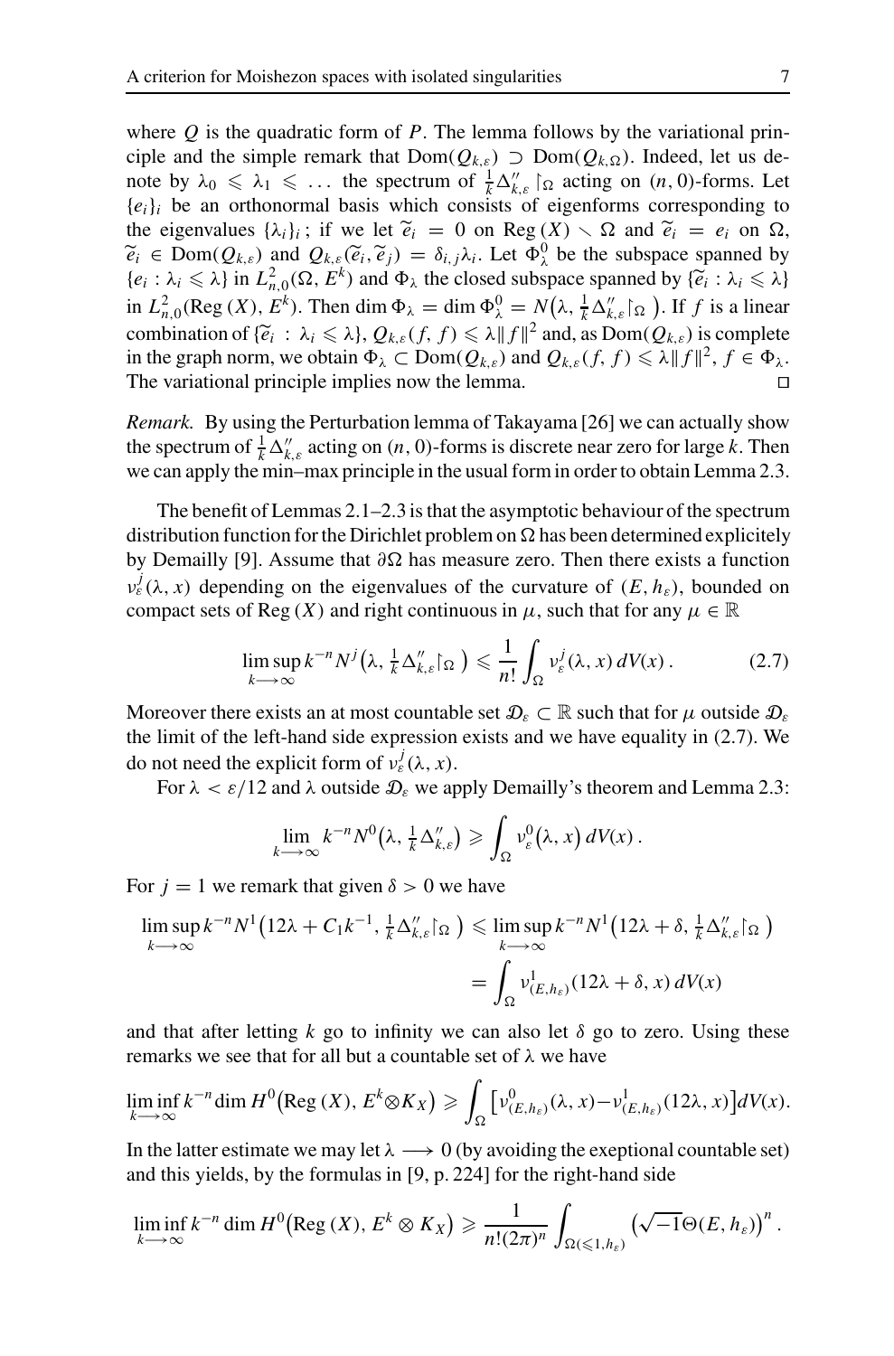where $Q$ is the quadratic form of $P$. The lemma follows by the variational principle and the simple remark that $\mathrm{Dom}(Q_{k,\varepsilon}) \supset \mathrm{Dom}(Q_{k,\Omega})$. Indeed, let us denote by $\lambda_0 \leqslant \lambda_1 \leqslant \ldots$ the spectrum of $\frac{1}{k}\Delta''_{k,\varepsilon}\restriction_\Omega$ acting on $(n,0)$-forms. Let $\{e_i\}_i$ be an orthonormal basis which consists of eigenforms corresponding to the eigenvalues $\{\lambda_i\}_i$; if we let $\widetilde{e}_i = 0$ on $\mathrm{Reg}\,(X) \smallsetminus \Omega$ and $\widetilde{e}_i = e_i$ on $\Omega$, $\widetilde{e}_i \in \mathrm{Dom}(Q_{k,\varepsilon})$ and $Q_{k,\varepsilon}(\widetilde{e}_i, \widetilde{e}_j) = \delta_{i,j}\lambda_i$. Let $\Phi^0_\lambda$ be the subspace spanned by $\{e_i : \lambda_i \leqslant \lambda\}$ in $L^2_{n,0}(\Omega, E^k)$ and $\Phi_\lambda$ the closed subspace spanned by $\{\widetilde{e}_i : \lambda_i \leqslant \lambda\}$ in $L^2_{n,0}(\mathrm{Reg}\,(X), E^k)$. Then $\dim \Phi_\lambda = \dim \Phi^0_\lambda = N\big(\lambda, \frac{1}{k}\Delta''_{k,\varepsilon}\restriction_\Omega\big)$. If $f$ is a linear combination of $\{\widetilde{e}_i : \lambda_i \leqslant \lambda\}$, $Q_{k,\varepsilon}(f,f) \leqslant \lambda \|f\|^2$ and, as $\mathrm{Dom}(Q_{k,\varepsilon})$ is complete in the graph norm, we obtain $\Phi_\lambda \subset \mathrm{Dom}(Q_{k,\varepsilon})$ and $Q_{k,\varepsilon}(f,f) \leqslant \lambda \|f\|^2$, $f \in \Phi_\lambda$. The variational principle implies now the lemma. $\square$

*Remark.* By using the Perturbation lemma of Takayama [26] we can actually show the spectrum of $\frac{1}{k}\Delta''_{k,\varepsilon}$ acting on $(n,0)$-forms is discrete near zero for large $k$. Then we can apply the min–max principle in the usual form in order to obtain Lemma 2.3.

The benefit of Lemmas 2.1–2.3 is that the asymptotic behaviour of the spectrum distribution function for the Dirichlet problem on $\Omega$ has been determined explicitely by Demailly [9]. Assume that $\partial\Omega$ has measure zero. Then there exists a function $\nu^j_\varepsilon(\lambda, x)$ depending on the eigenvalues of the curvature of $(E, h_\varepsilon)$, bounded on compact sets of $\mathrm{Reg}\,(X)$ and right continuous in $\mu$, such that for any $\mu \in \mathbb{R}$

$$\limsup_{k \longrightarrow \infty} k^{-n} N^j\big(\lambda, \tfrac{1}{k}\Delta''_{k,\varepsilon}\restriction_\Omega\big) \leqslant \frac{1}{n!}\int_\Omega \nu^j_\varepsilon(\lambda, x)\, dV(x)\,. \tag{2.7}$$

Moreover there exists an at most countable set $\mathcal{D}_\varepsilon \subset \mathbb{R}$ such that for $\mu$ outside $\mathcal{D}_\varepsilon$ the limit of the left-hand side expression exists and we have equality in (2.7). We do not need the explicit form of $\nu^j_\varepsilon(\lambda, x)$.

For $\lambda < \varepsilon/12$ and $\lambda$ outside $\mathcal{D}_\varepsilon$ we apply Demailly's theorem and Lemma 2.3:

$$\lim_{k \longrightarrow \infty} k^{-n} N^0\big(\lambda, \tfrac{1}{k}\Delta''_{k,\varepsilon}\big) \geqslant \int_\Omega \nu^0_\varepsilon\big(\lambda, x\big)\, dV(x)\,.$$

For $j = 1$ we remark that given $\delta > 0$ we have

$$\begin{aligned}\limsup_{k \longrightarrow \infty} k^{-n} N^1\big(12\lambda + C_1 k^{-1}, \tfrac{1}{k}\Delta''_{k,\varepsilon}\restriction_\Omega\big) &\leqslant \limsup_{k \longrightarrow \infty} k^{-n} N^1\big(12\lambda + \delta, \tfrac{1}{k}\Delta''_{k,\varepsilon}\restriction_\Omega\big)\\ &= \int_\Omega \nu^1_{(E,h_\varepsilon)}(12\lambda + \delta, x)\, dV(x)\end{aligned}$$

and that after letting $k$ go to infinity we can also let $\delta$ go to zero. Using these remarks we see that for all but a countable set of $\lambda$ we have

$$\liminf_{k \longrightarrow \infty} k^{-n} \dim H^0\big(\mathrm{Reg}\,(X), E^k \otimes K_X\big) \geqslant \int_\Omega \big[\nu^0_{(E,h_\varepsilon)}(\lambda, x) - \nu^1_{(E,h_\varepsilon)}(12\lambda, x)\big] dV(x).$$

In the latter estimate we may let $\lambda \longrightarrow 0$ (by avoiding the exeptional countable set) and this yields, by the formulas in [9, p. 224] for the right-hand side

$$\liminf_{k \longrightarrow \infty} k^{-n} \dim H^0\big(\mathrm{Reg}\,(X), E^k \otimes K_X\big) \geqslant \frac{1}{n!(2\pi)^n}\int_{\Omega(\leqslant 1, h_\varepsilon)} \big(\sqrt{-1}\Theta(E, h_\varepsilon)\big)^n\,.$$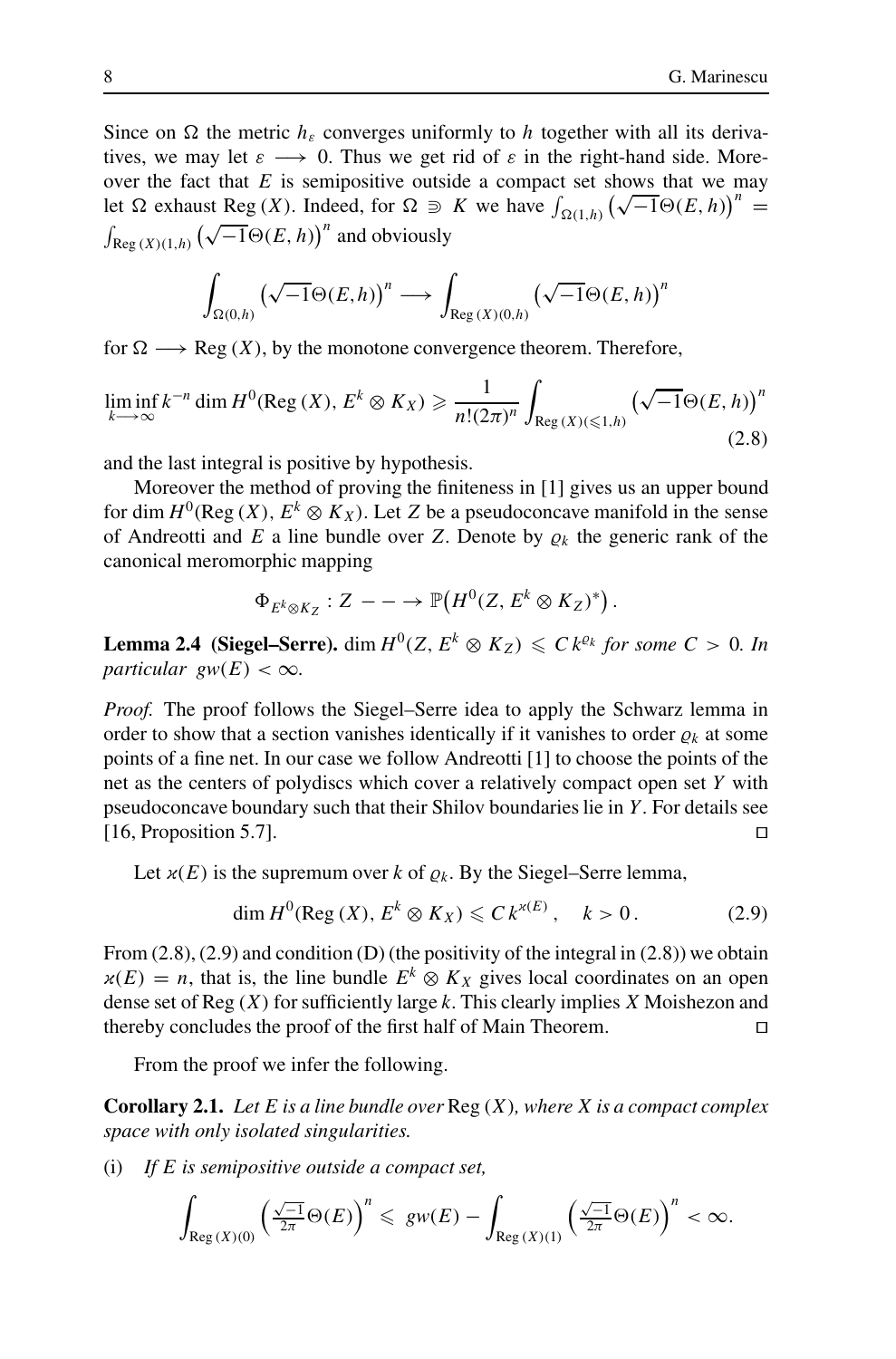Since on $\Omega$ the metric $h_\varepsilon$ converges uniformly to $h$ together with all its derivatives, we may let $\varepsilon \longrightarrow 0$. Thus we get rid of $\varepsilon$ in the right-hand side. Moreover the fact that $E$ is semipositive outside a compact set shows that we may let $\Omega$ exhaust $\operatorname{Reg}(X)$. Indeed, for $\Omega \Supset K$ we have $\int_{\Omega(1,h)} \big(\sqrt{-1}\Theta(E,h)\big)^n = \int_{\operatorname{Reg}(X)(1,h)} \big(\sqrt{-1}\Theta(E,h)\big)^n$ and obviously

$$\int_{\Omega(0,h)} \big(\sqrt{-1}\Theta(E,h)\big)^n \longrightarrow \int_{\operatorname{Reg}(X)(0,h)} \big(\sqrt{-1}\Theta(E,h)\big)^n$$

for $\Omega \longrightarrow \operatorname{Reg}(X)$, by the monotone convergence theorem. Therefore,

$$\liminf_{k\longrightarrow\infty} k^{-n} \dim H^0(\operatorname{Reg}(X), E^k \otimes K_X) \geqslant \frac{1}{n!(2\pi)^n} \int_{\operatorname{Reg}(X)(\leqslant 1,h)} \big(\sqrt{-1}\Theta(E,h)\big)^n \tag{2.8}$$

and the last integral is positive by hypothesis.

Moreover the method of proving the finiteness in [1] gives us an upper bound for $\dim H^0(\operatorname{Reg}(X), E^k \otimes K_X)$. Let $Z$ be a pseudoconcave manifold in the sense of Andreotti and $E$ a line bundle over $Z$. Denote by $\varrho_k$ the generic rank of the canonical meromorphic mapping

$$\Phi_{E^k\otimes K_Z} : Z \dashrightarrow \mathbb{P}\big(H^0(Z, E^k \otimes K_Z)^*\big)\,.$$

**Lemma 2.4 (Siegel–Serre).** *$\dim H^0(Z, E^k \otimes K_Z) \leqslant C\, k^{\varrho_k}$ for some $C > 0$. In particular $gw(E) < \infty$.*

*Proof.* The proof follows the Siegel–Serre idea to apply the Schwarz lemma in order to show that a section vanishes identically if it vanishes to order $\varrho_k$ at some points of a fine net. In our case we follow Andreotti [1] to choose the points of the net as the centers of polydiscs which cover a relatively compact open set $Y$ with pseudoconcave boundary such that their Shilov boundaries lie in $Y$. For details see [16, Proposition 5.7]. $\square$

Let $\varkappa(E)$ is the supremum over $k$ of $\varrho_k$. By the Siegel–Serre lemma,

$$\dim H^0(\operatorname{Reg}(X), E^k \otimes K_X) \leqslant C\, k^{\varkappa(E)}\,, \quad k > 0\,. \tag{2.9}$$

From (2.8), (2.9) and condition (D) (the positivity of the integral in (2.8)) we obtain $\varkappa(E) = n$, that is, the line bundle $E^k \otimes K_X$ gives local coordinates on an open dense set of $\operatorname{Reg}(X)$ for sufficiently large $k$. This clearly implies $X$ Moishezon and thereby concludes the proof of the first half of Main Theorem. $\square$

From the proof we infer the following.

**Corollary 2.1.** *Let $E$ is a line bundle over $\operatorname{Reg}(X)$, where $X$ is a compact complex space with only isolated singularities.*

(i) *If $E$ is semipositive outside a compact set,*

$$\int_{\operatorname{Reg}(X)(0)} \Big(\tfrac{\sqrt{-1}}{2\pi}\Theta(E)\Big)^n \leqslant gw(E) - \int_{\operatorname{Reg}(X)(1)} \Big(\tfrac{\sqrt{-1}}{2\pi}\Theta(E)\Big)^n < \infty.$$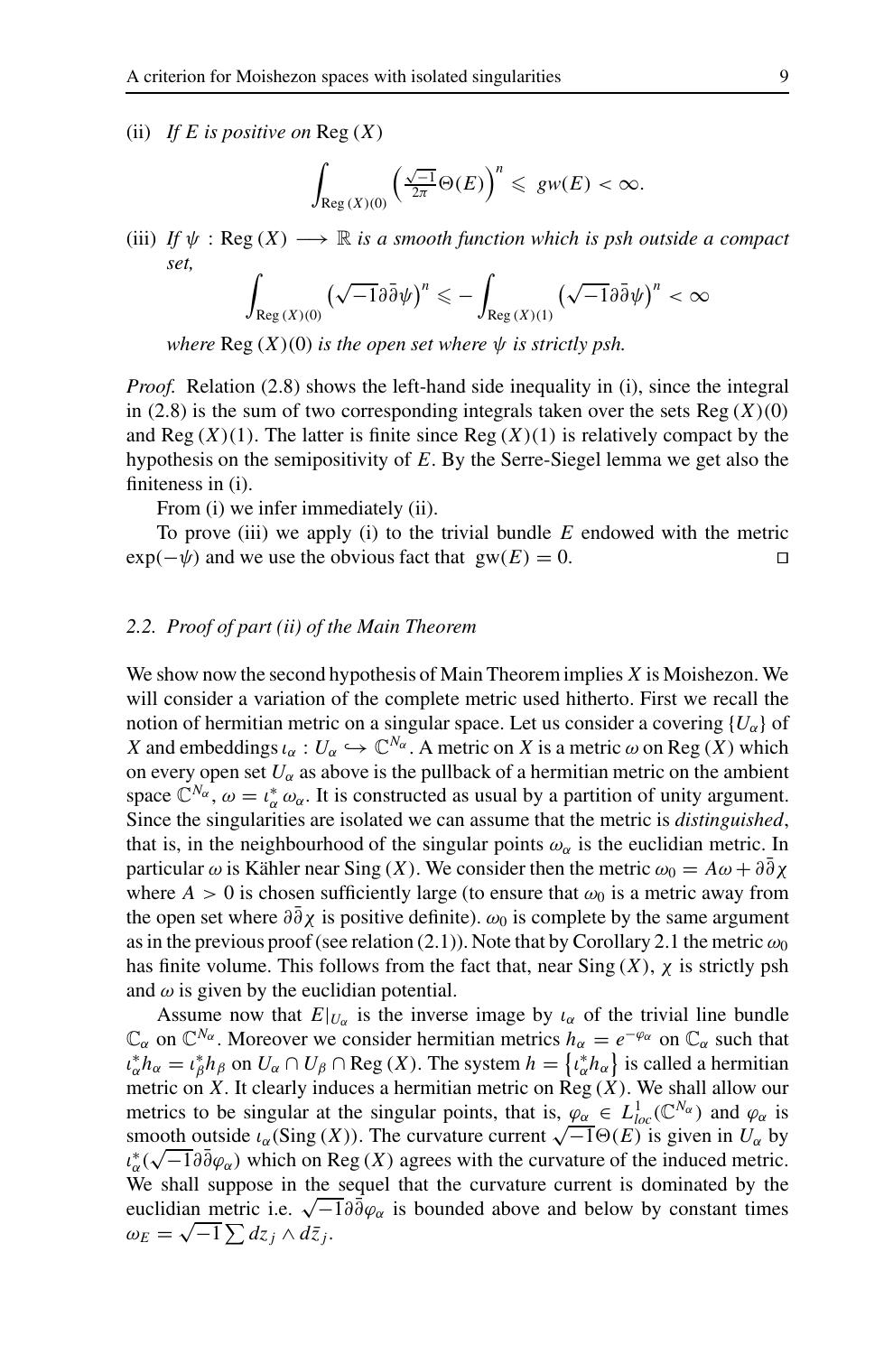(ii) *If $E$ is positive on* $\operatorname{Reg}(X)$

$$\int_{\operatorname{Reg}(X)(0)} \Big( \tfrac{\sqrt{-1}}{2\pi}\Theta(E) \Big)^n \leqslant gw(E) < \infty.$$

(iii) *If $\psi : \operatorname{Reg}(X) \longrightarrow \mathbb{R}$ is a smooth function which is psh outside a compact set,*

$$\int_{\operatorname{Reg}(X)(0)} \big(\sqrt{-1}\partial\bar\partial\psi\big)^n \leqslant -\int_{\operatorname{Reg}(X)(1)} \big(\sqrt{-1}\partial\bar\partial\psi\big)^n < \infty$$

*where* $\operatorname{Reg}(X)(0)$ *is the open set where $\psi$ is strictly psh.*

*Proof.* Relation (2.8) shows the left-hand side inequality in (i), since the integral in (2.8) is the sum of two corresponding integrals taken over the sets $\operatorname{Reg}(X)(0)$ and $\operatorname{Reg}(X)(1)$. The latter is finite since $\operatorname{Reg}(X)(1)$ is relatively compact by the hypothesis on the semipositivity of $E$. By the Serre-Siegel lemma we get also the finiteness in (i).

From (i) we infer immediately (ii).

To prove (iii) we apply (i) to the trivial bundle $E$ endowed with the metric $\exp(-\psi)$ and we use the obvious fact that $\operatorname{gw}(E) = 0$. $\square$

### *2.2. Proof of part (ii) of the Main Theorem*

We show now the second hypothesis of Main Theorem implies $X$ is Moishezon. We will consider a variation of the complete metric used hitherto. First we recall the notion of hermitian metric on a singular space. Let us consider a covering $\{U_\alpha\}$ of $X$ and embeddings $\iota_\alpha : U_\alpha \hookrightarrow \mathbb{C}^{N_\alpha}$. A metric on $X$ is a metric $\omega$ on $\operatorname{Reg}(X)$ which on every open set $U_\alpha$ as above is the pullback of a hermitian metric on the ambient space $\mathbb{C}^{N_\alpha}$, $\omega = \iota_\alpha^*\,\omega_\alpha$. It is constructed as usual by a partition of unity argument. Since the singularities are isolated we can assume that the metric is *distinguished*, that is, in the neighbourhood of the singular points $\omega_\alpha$ is the euclidian metric. In particular $\omega$ is Kähler near $\operatorname{Sing}(X)$. We consider then the metric $\omega_0 = A\omega + \partial\bar\partial\chi$ where $A > 0$ is chosen sufficiently large (to ensure that $\omega_0$ is a metric away from the open set where $\partial\bar\partial\chi$ is positive definite). $\omega_0$ is complete by the same argument as in the previous proof (see relation (2.1)). Note that by Corollary 2.1 the metric $\omega_0$ has finite volume. This follows from the fact that, near $\operatorname{Sing}(X)$, $\chi$ is strictly psh and $\omega$ is given by the euclidian potential.

Assume now that $E|_{U_\alpha}$ is the inverse image by $\iota_\alpha$ of the trivial line bundle $\mathbb{C}_\alpha$ on $\mathbb{C}^{N_\alpha}$. Moreover we consider hermitian metrics $h_\alpha = e^{-\varphi_\alpha}$ on $\mathbb{C}_\alpha$ such that $\iota_\alpha^* h_\alpha = \iota_\beta^* h_\beta$ on $U_\alpha \cap U_\beta \cap \operatorname{Reg}(X)$. The system $h = \{\iota_\alpha^* h_\alpha\}$ is called a hermitian metric on $X$. It clearly induces a hermitian metric on $\operatorname{Reg}(X)$. We shall allow our metrics to be singular at the singular points, that is, $\varphi_\alpha \in L^1_{loc}(\mathbb{C}^{N_\alpha})$ and $\varphi_\alpha$ is smooth outside $\iota_\alpha(\operatorname{Sing}(X))$. The curvature current $\sqrt{-1}\Theta(E)$ is given in $U_\alpha$ by $\iota_\alpha^*(\sqrt{-1}\partial\bar\partial\varphi_\alpha)$ which on $\operatorname{Reg}(X)$ agrees with the curvature of the induced metric. We shall suppose in the sequel that the curvature current is dominated by the euclidian metric i.e. $\sqrt{-1}\partial\bar\partial\varphi_\alpha$ is bounded above and below by constant times $\omega_E = \sqrt{-1}\sum dz_j \wedge d\bar z_j$.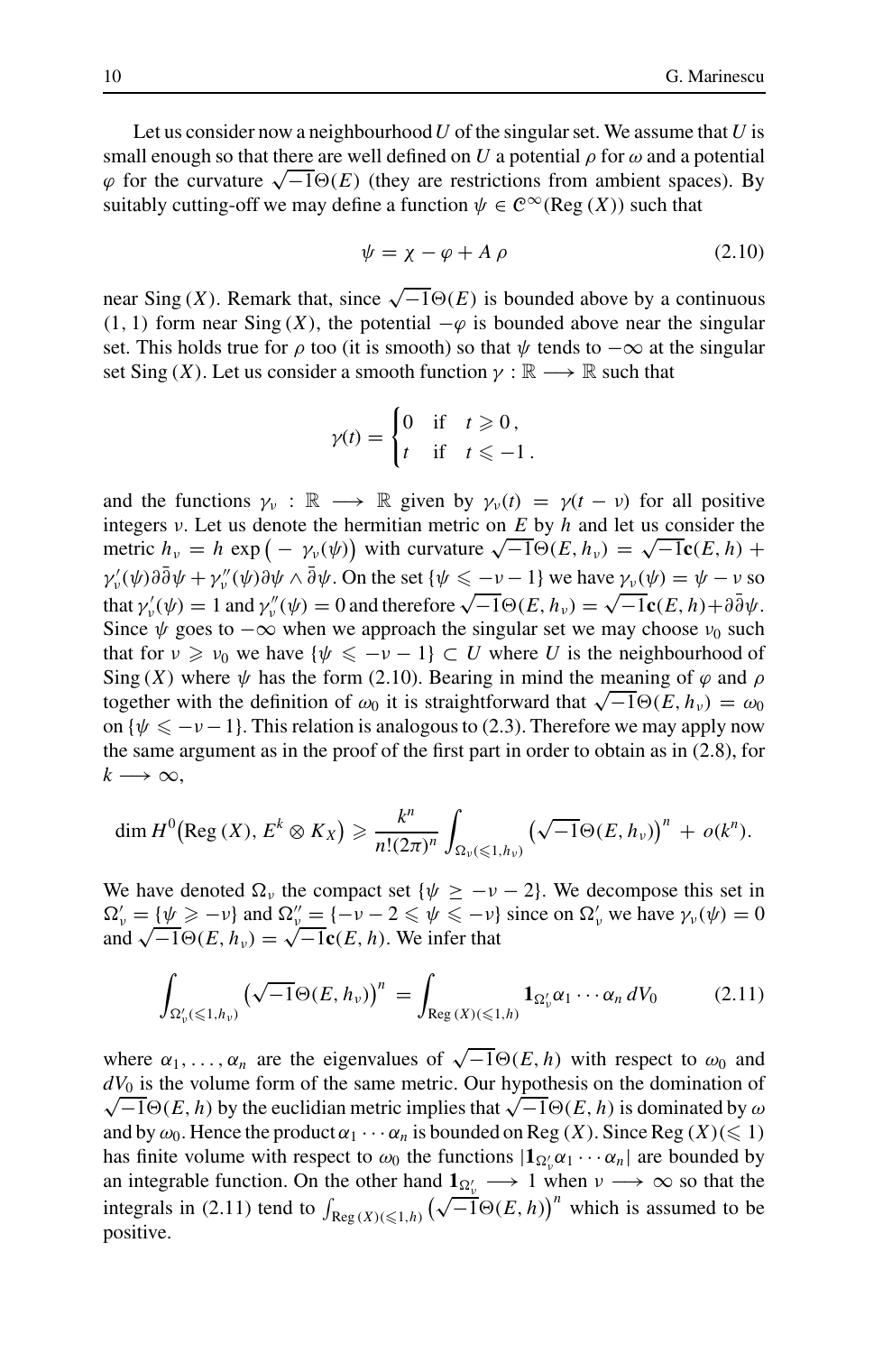Let us consider now a neighbourhood $U$ of the singular set. We assume that $U$ is small enough so that there are well defined on $U$ a potential $\rho$ for $\omega$ and a potential $\varphi$ for the curvature $\sqrt{-1}\Theta(E)$ (they are restrictions from ambient spaces). By suitably cutting-off we may define a function $\psi \in \mathcal{C}^\infty(\mathrm{Reg}\,(X))$ such that

$$\psi = \chi - \varphi + A\,\rho \tag{2.10}$$

near $\mathrm{Sing}\,(X)$. Remark that, since $\sqrt{-1}\Theta(E)$ is bounded above by a continuous $(1,1)$ form near $\mathrm{Sing}\,(X)$, the potential $-\varphi$ is bounded above near the singular set. This holds true for $\rho$ too (it is smooth) so that $\psi$ tends to $-\infty$ at the singular set $\mathrm{Sing}\,(X)$. Let us consider a smooth function $\gamma : \mathbb{R} \longrightarrow \mathbb{R}$ such that

$$\gamma(t) = \begin{cases} 0 & \text{if} \quad t \geqslant 0\,, \\ t & \text{if} \quad t \leqslant -1\,. \end{cases}$$

and the functions $\gamma_\nu : \mathbb{R} \longrightarrow \mathbb{R}$ given by $\gamma_\nu(t) = \gamma(t-\nu)$ for all positive integers $\nu$. Let us denote the hermitian metric on $E$ by $h$ and let us consider the metric $h_\nu = h\,\exp\big(-\gamma_\nu(\psi)\big)$ with curvature $\sqrt{-1}\Theta(E,h_\nu) = \sqrt{-1}\mathbf{c}(E,h) + \gamma_\nu'(\psi)\partial\bar\partial\psi + \gamma_\nu''(\psi)\partial\psi \wedge \bar\partial\psi$. On the set $\{\psi \leqslant -\nu-1\}$ we have $\gamma_\nu(\psi) = \psi - \nu$ so that $\gamma_\nu'(\psi) = 1$ and $\gamma_\nu''(\psi) = 0$ and therefore $\sqrt{-1}\Theta(E,h_\nu) = \sqrt{-1}\mathbf{c}(E,h) + \partial\bar\partial\psi$. Since $\psi$ goes to $-\infty$ when we approach the singular set we may choose $\nu_0$ such that for $\nu \geqslant \nu_0$ we have $\{\psi \leqslant -\nu - 1\} \subset U$ where $U$ is the neighbourhood of $\mathrm{Sing}\,(X)$ where $\psi$ has the form (2.10). Bearing in mind the meaning of $\varphi$ and $\rho$ together with the definition of $\omega_0$ it is straightforward that $\sqrt{-1}\Theta(E,h_\nu) = \omega_0$ on $\{\psi \leqslant -\nu-1\}$. This relation is analogous to (2.3). Therefore we may apply now the same argument as in the proof of the first part in order to obtain as in (2.8), for $k \longrightarrow \infty$,

$$\dim H^0\big(\mathrm{Reg}\,(X),\, E^k \otimes K_X\big) \geqslant \frac{k^n}{n!(2\pi)^n} \int_{\Omega_\nu(\leqslant 1, h_\nu)} \big(\sqrt{-1}\Theta(E,h_\nu)\big)^n \,+\, o(k^n).$$

We have denoted $\Omega_\nu$ the compact set $\{\psi \geq -\nu - 2\}$. We decompose this set in $\Omega_\nu' = \{\psi \geqslant -\nu\}$ and $\Omega_\nu'' = \{-\nu - 2 \leqslant \psi \leqslant -\nu\}$ since on $\Omega_\nu'$ we have $\gamma_\nu(\psi) = 0$ and $\sqrt{-1}\Theta(E,h_\nu) = \sqrt{-1}\mathbf{c}(E,h)$. We infer that

$$\int_{\Omega_\nu'(\leqslant 1, h_\nu)} \big(\sqrt{-1}\Theta(E,h_\nu)\big)^n = \int_{\mathrm{Reg}\,(X)(\leqslant 1, h)} \mathbf{1}_{\Omega_\nu'}\alpha_1 \cdots \alpha_n \, dV_0 \tag{2.11}$$

where $\alpha_1, \ldots, \alpha_n$ are the eigenvalues of $\sqrt{-1}\Theta(E,h)$ with respect to $\omega_0$ and $dV_0$ is the volume form of the same metric. Our hypothesis on the domination of $\sqrt{-1}\Theta(E,h)$ by the euclidian metric implies that $\sqrt{-1}\Theta(E,h)$ is dominated by $\omega$ and by $\omega_0$. Hence the product $\alpha_1 \cdots \alpha_n$ is bounded on $\mathrm{Reg}\,(X)$. Since $\mathrm{Reg}\,(X)(\leqslant 1)$ has finite volume with respect to $\omega_0$ the functions $|\mathbf{1}_{\Omega_\nu'}\alpha_1 \cdots \alpha_n|$ are bounded by an integrable function. On the other hand $\mathbf{1}_{\Omega_\nu'} \longrightarrow 1$ when $\nu \longrightarrow \infty$ so that the integrals in (2.11) tend to $\int_{\mathrm{Reg}\,(X)(\leqslant 1, h)} \big(\sqrt{-1}\Theta(E,h)\big)^n$ which is assumed to be positive.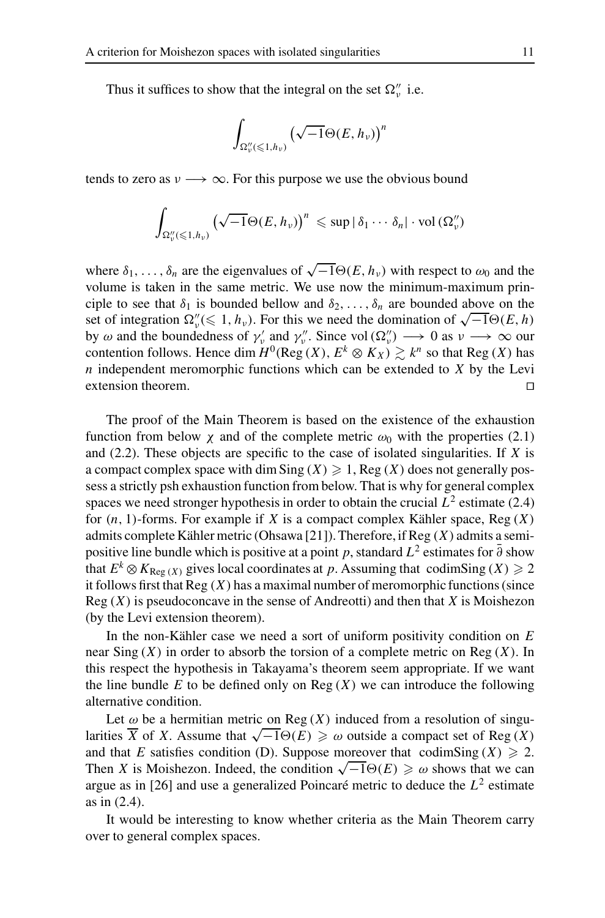Thus it suffices to show that the integral on the set $\Omega''_\nu$ i.e.

$$\int_{\Omega''_\nu(\leqslant 1, h_\nu)} \big(\sqrt{-1}\Theta(E, h_\nu)\big)^n$$

tends to zero as $\nu \longrightarrow \infty$. For this purpose we use the obvious bound

$$\int_{\Omega''_\nu(\leqslant 1, h_\nu)} \big(\sqrt{-1}\Theta(E, h_\nu)\big)^n \leqslant \sup |\, \delta_1 \cdots \delta_n| \cdot \operatorname{vol}(\Omega''_\nu)$$

where $\delta_1, \dots, \delta_n$ are the eigenvalues of $\sqrt{-1}\Theta(E, h_\nu)$ with respect to $\omega_0$ and the volume is taken in the same metric. We use now the minimum-maximum principle to see that $\delta_1$ is bounded bellow and $\delta_2, \dots, \delta_n$ are bounded above on the set of integration $\Omega''_\nu(\leqslant 1, h_\nu)$. For this we need the domination of $\sqrt{-1}\Theta(E, h)$ by $\omega$ and the boundedness of $\gamma'_\nu$ and $\gamma''_\nu$. Since $\operatorname{vol}(\Omega''_\nu) \longrightarrow 0$ as $\nu \longrightarrow \infty$ our contention follows. Hence $\dim H^0(\operatorname{Reg}(X), E^k \otimes K_X) \gtrsim k^n$ so that $\operatorname{Reg}(X)$ has $n$ independent meromorphic functions which can be extended to $X$ by the Levi extension theorem. □

The proof of the Main Theorem is based on the existence of the exhaustion function from below $\chi$ and of the complete metric $\omega_0$ with the properties (2.1) and (2.2). These objects are specific to the case of isolated singularities. If $X$ is a compact complex space with $\dim \operatorname{Sing}(X) \geqslant 1$, $\operatorname{Reg}(X)$ does not generally possess a strictly psh exhaustion function from below. That is why for general complex spaces we need stronger hypothesis in order to obtain the crucial $L^2$ estimate (2.4) for $(n, 1)$-forms. For example if $X$ is a compact complex Kähler space, $\operatorname{Reg}(X)$ admits complete Kähler metric (Ohsawa [21]). Therefore, if $\operatorname{Reg}(X)$ admits a semi-positive line bundle which is positive at a point $p$, standard $L^2$ estimates for $\bar\partial$ show that $E^k \otimes K_{\operatorname{Reg}(X)}$ gives local coordinates at $p$. Assuming that $\operatorname{codim}\operatorname{Sing}(X) \geqslant 2$ it follows first that $\operatorname{Reg}(X)$ has a maximal number of meromorphic functions (since $\operatorname{Reg}(X)$ is pseudoconcave in the sense of Andreotti) and then that $X$ is Moishezon (by the Levi extension theorem).

In the non-Kähler case we need a sort of uniform positivity condition on $E$ near $\operatorname{Sing}(X)$ in order to absorb the torsion of a complete metric on $\operatorname{Reg}(X)$. In this respect the hypothesis in Takayama's theorem seem appropriate. If we want the line bundle $E$ to be defined only on $\operatorname{Reg}(X)$ we can introduce the following alternative condition.

Let $\omega$ be a hermitian metric on $\operatorname{Reg}(X)$ induced from a resolution of singularities $\overline{X}$ of $X$. Assume that $\sqrt{-1}\Theta(E) \geqslant \omega$ outside a compact set of $\operatorname{Reg}(X)$ and that $E$ satisfies condition (D). Suppose moreover that $\operatorname{codim}\operatorname{Sing}(X) \geqslant 2$. Then $X$ is Moishezon. Indeed, the condition $\sqrt{-1}\Theta(E) \geqslant \omega$ shows that we can argue as in [26] and use a generalized Poincaré metric to deduce the $L^2$ estimate as in (2.4).

It would be interesting to know whether criteria as the Main Theorem carry over to general complex spaces.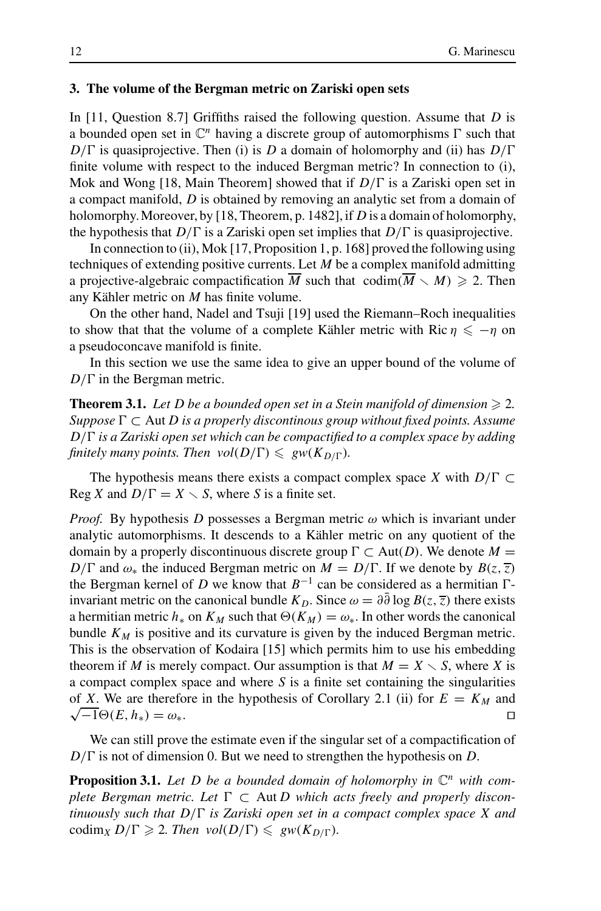## 3. The volume of the Bergman metric on Zariski open sets

In [11, Question 8.7] Griffiths raised the following question. Assume that $D$ is a bounded open set in $\mathbb{C}^n$ having a discrete group of automorphisms $\Gamma$ such that $D/\Gamma$ is quasiprojective. Then (i) is $D$ a domain of holomorphy and (ii) has $D/\Gamma$ finite volume with respect to the induced Bergman metric? In connection to (i), Mok and Wong [18, Main Theorem] showed that if $D/\Gamma$ is a Zariski open set in a compact manifold, $D$ is obtained by removing an analytic set from a domain of holomorphy. Moreover, by [18, Theorem, p. 1482], if $D$ is a domain of holomorphy, the hypothesis that $D/\Gamma$ is a Zariski open set implies that $D/\Gamma$ is quasiprojective.

In connection to (ii), Mok [17, Proposition 1, p. 168] proved the following using techniques of extending positive currents. Let $M$ be a complex manifold admitting a projective-algebraic compactification $\overline{M}$ such that $\operatorname{codim}(\overline{M} \smallsetminus M) \geqslant 2$. Then any Kähler metric on $M$ has finite volume.

On the other hand, Nadel and Tsuji [19] used the Riemann–Roch inequalities to show that that the volume of a complete Kähler metric with $\operatorname{Ric} \eta \leqslant -\eta$ on a pseudoconcave manifold is finite.

In this section we use the same idea to give an upper bound of the volume of $D/\Gamma$ in the Bergman metric.

**Theorem 3.1.** *Let $D$ be a bounded open set in a Stein manifold of dimension $\geqslant 2$. Suppose $\Gamma \subset \operatorname{Aut} D$ is a properly discontinous group without fixed points. Assume $D/\Gamma$ is a Zariski open set which can be compactified to a complex space by adding finitely many points. Then $vol(D/\Gamma) \leqslant gw(K_{D/\Gamma})$.*

The hypothesis means there exists a compact complex space $X$ with $D/\Gamma \subset \operatorname{Reg} X$ and $D/\Gamma = X \smallsetminus S$, where $S$ is a finite set.

*Proof.* By hypothesis $D$ possesses a Bergman metric $\omega$ which is invariant under analytic automorphisms. It descends to a Kähler metric on any quotient of the domain by a properly discontinuous discrete group $\Gamma \subset \operatorname{Aut}(D)$. We denote $M = D/\Gamma$ and $\omega_*$ the induced Bergman metric on $M = D/\Gamma$. If we denote by $B(z, \overline{z})$ the Bergman kernel of $D$ we know that $B^{-1}$ can be considered as a hermitian $\Gamma$-invariant metric on the canonical bundle $K_D$. Since $\omega = \partial\overline{\partial} \log B(z, \overline{z})$ there exists a hermitian metric $h_*$ on $K_M$ such that $\Theta(K_M) = \omega_*$. In other words the canonical bundle $K_M$ is positive and its curvature is given by the induced Bergman metric. This is the observation of Kodaira [15] which permits him to use his embedding theorem if $M$ is merely compact. Our assumption is that $M = X \smallsetminus S$, where $X$ is a compact complex space and where $S$ is a finite set containing the singularities of $X$. We are therefore in the hypothesis of Corollary 2.1 (ii) for $E = K_M$ and $\sqrt{-1}\Theta(E, h_*) = \omega_*$. $\square$

We can still prove the estimate even if the singular set of a compactification of $D/\Gamma$ is not of dimension 0. But we need to strengthen the hypothesis on $D$.

**Proposition 3.1.** *Let $D$ be a bounded domain of holomorphy in $\mathbb{C}^n$ with complete Bergman metric. Let $\Gamma \subset \operatorname{Aut} D$ which acts freely and properly discontinuously such that $D/\Gamma$ is Zariski open set in a compact complex space $X$ and $\operatorname{codim}_X D/\Gamma \geqslant 2$. Then $vol(D/\Gamma) \leqslant gw(K_{D/\Gamma})$.*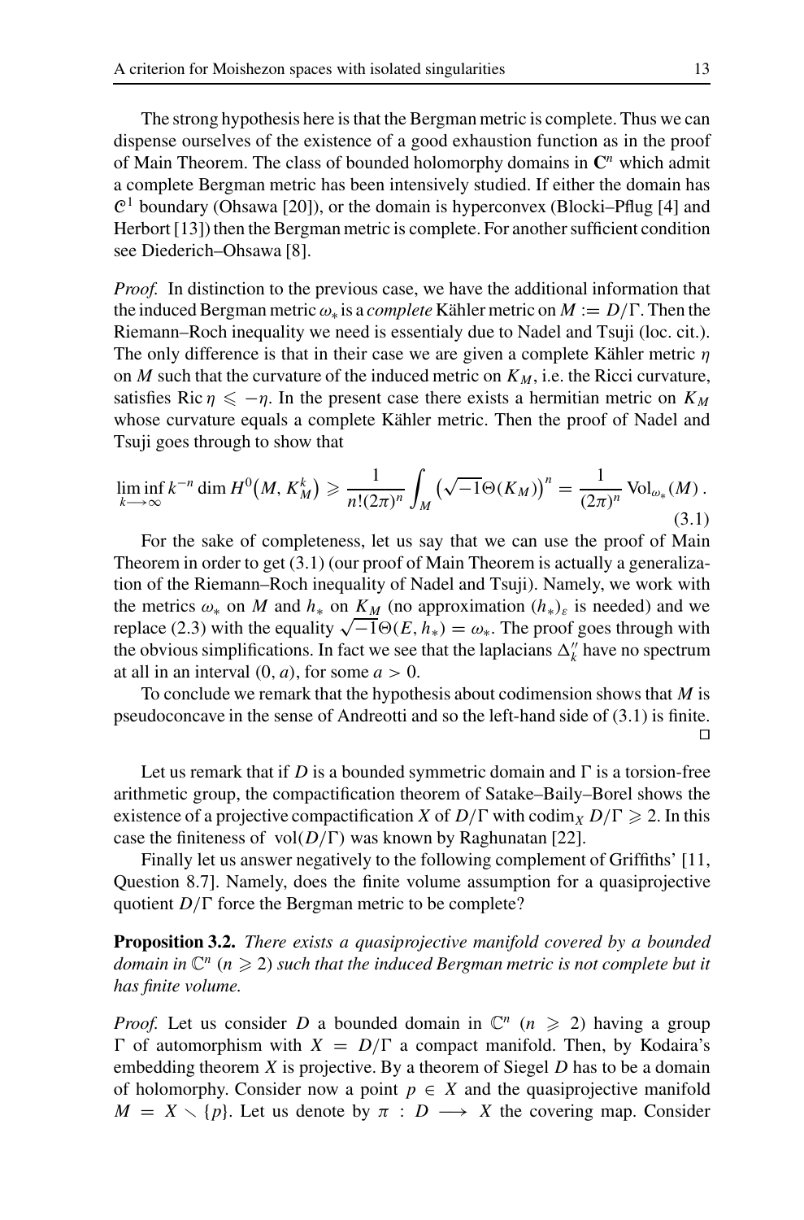The strong hypothesis here is that the Bergman metric is complete. Thus we can dispense ourselves of the existence of a good exhaustion function as in the proof of Main Theorem. The class of bounded holomorphy domains in $\mathbf{C}^n$ which admit a complete Bergman metric has been intensively studied. If either the domain has $\mathcal{C}^1$ boundary (Ohsawa [20]), or the domain is hyperconvex (Blocki–Pflug [4] and Herbort [13]) then the Bergman metric is complete. For another sufficient condition see Diederich–Ohsawa [8].

*Proof.* In distinction to the previous case, we have the additional information that the induced Bergman metric $\omega_*$ is a *complete* Kähler metric on $M := D/\Gamma$. Then the Riemann–Roch inequality we need is essentialy due to Nadel and Tsuji (loc. cit.). The only difference is that in their case we are given a complete Kähler metric $\eta$ on $M$ such that the curvature of the induced metric on $K_M$, i.e. the Ricci curvature, satisfies $\operatorname{Ric}\eta \leqslant -\eta$. In the present case there exists a hermitian metric on $K_M$ whose curvature equals a complete Kähler metric. Then the proof of Nadel and Tsuji goes through to show that

$$\liminf_{k\longrightarrow\infty} k^{-n} \dim H^0\big(M, K_M^k\big) \geqslant \frac{1}{n!(2\pi)^n}\int_M \big(\sqrt{-1}\Theta(K_M)\big)^n = \frac{1}{(2\pi)^n}\operatorname{Vol}_{\omega_*}(M)\,. \tag{3.1}$$

For the sake of completeness, let us say that we can use the proof of Main Theorem in order to get (3.1) (our proof of Main Theorem is actually a generalization of the Riemann–Roch inequality of Nadel and Tsuji). Namely, we work with the metrics $\omega_*$ on $M$ and $h_*$ on $K_M$ (no approximation $(h_*)_\varepsilon$ is needed) and we replace (2.3) with the equality $\sqrt{-1}\Theta(E, h_*) = \omega_*$. The proof goes through with the obvious simplifications. In fact we see that the laplacians $\Delta''_k$ have no spectrum at all in an interval $(0, a)$, for some $a > 0$.

To conclude we remark that the hypothesis about codimension shows that $M$ is pseudoconcave in the sense of Andreotti and so the left-hand side of (3.1) is finite. $\square$

Let us remark that if $D$ is a bounded symmetric domain and $\Gamma$ is a torsion-free arithmetic group, the compactification theorem of Satake–Baily–Borel shows the existence of a projective compactification $X$ of $D/\Gamma$ with $\operatorname{codim}_X D/\Gamma \geqslant 2$. In this case the finiteness of $\operatorname{vol}(D/\Gamma)$ was known by Raghunatan [22].

Finally let us answer negatively to the following complement of Griffiths' [11, Question 8.7]. Namely, does the finite volume assumption for a quasiprojective quotient $D/\Gamma$ force the Bergman metric to be complete?

**Proposition 3.2.** *There exists a quasiprojective manifold covered by a bounded domain in $\mathbb{C}^n$ ($n \geqslant 2$) such that the induced Bergman metric is not complete but it has finite volume.*

*Proof.* Let us consider $D$ a bounded domain in $\mathbb{C}^n$ ($n \geqslant 2$) having a group $\Gamma$ of automorphism with $X = D/\Gamma$ a compact manifold. Then, by Kodaira's embedding theorem $X$ is projective. By a theorem of Siegel $D$ has to be a domain of holomorphy. Consider now a point $p \in X$ and the quasiprojective manifold $M = X \smallsetminus \{p\}$. Let us denote by $\pi : D \longrightarrow X$ the covering map. Consider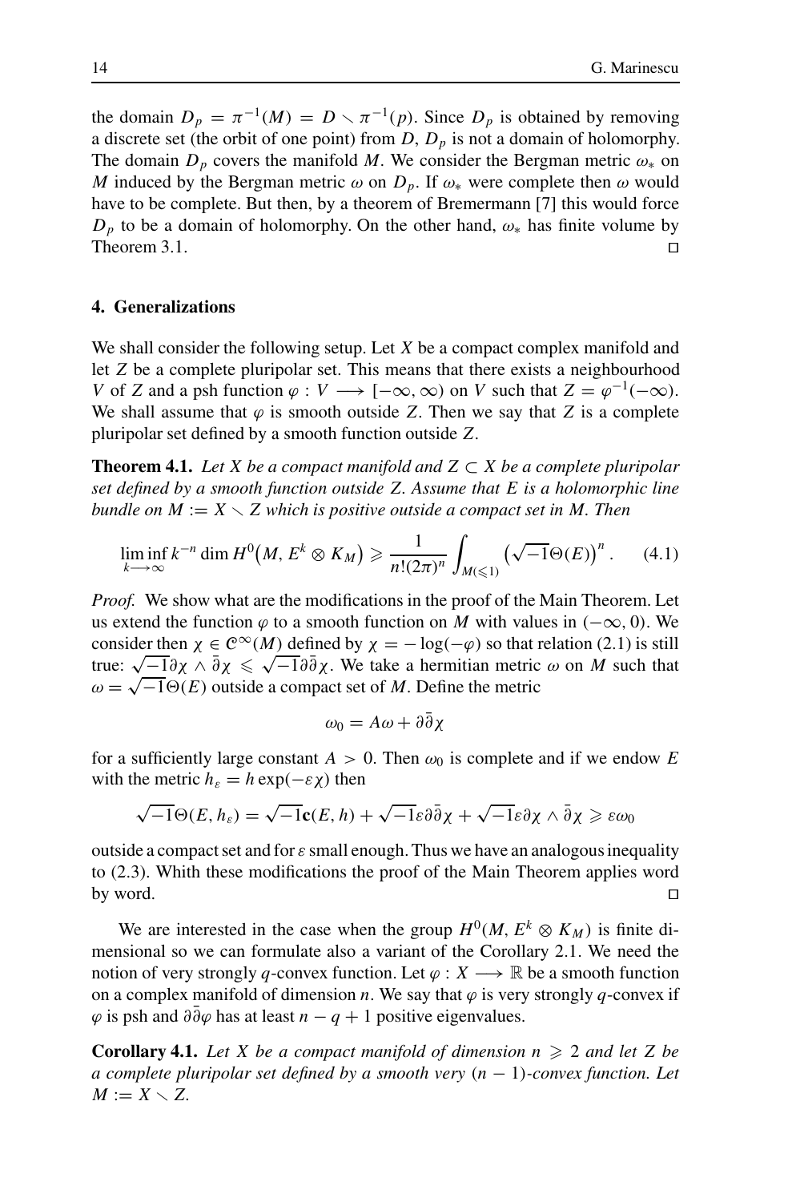the domain $D_p = \pi^{-1}(M) = D \setminus \pi^{-1}(p)$. Since $D_p$ is obtained by removing a discrete set (the orbit of one point) from $D$, $D_p$ is not a domain of holomorphy. The domain $D_p$ covers the manifold $M$. We consider the Bergman metric $\omega_*$ on $M$ induced by the Bergman metric $\omega$ on $D_p$. If $\omega_*$ were complete then $\omega$ would have to be complete. But then, by a theorem of Bremermann [7] this would force $D_p$ to be a domain of holomorphy. On the other hand, $\omega_*$ has finite volume by Theorem 3.1. $\square$

## 4. Generalizations

We shall consider the following setup. Let $X$ be a compact complex manifold and let $Z$ be a complete pluripolar set. This means that there exists a neighbourhood $V$ of $Z$ and a psh function $\varphi : V \longrightarrow [-\infty, \infty)$ on $V$ such that $Z = \varphi^{-1}(-\infty)$. We shall assume that $\varphi$ is smooth outside $Z$. Then we say that $Z$ is a complete pluripolar set defined by a smooth function outside $Z$.

**Theorem 4.1.** *Let $X$ be a compact manifold and $Z \subset X$ be a complete pluripolar set defined by a smooth function outside $Z$. Assume that $E$ is a holomorphic line bundle on $M := X \setminus Z$ which is positive outside a compact set in $M$. Then*

$$\liminf_{k \longrightarrow \infty} k^{-n} \dim H^0\big(M, E^k \otimes K_M\big) \geqslant \frac{1}{n!(2\pi)^n} \int_{M(\leqslant 1)} \big(\sqrt{-1}\Theta(E)\big)^n . \qquad (4.1)$$

*Proof.* We show what are the modifications in the proof of the Main Theorem. Let us extend the function $\varphi$ to a smooth function on $M$ with values in $(-\infty, 0)$. We consider then $\chi \in \mathcal{C}^\infty(M)$ defined by $\chi = -\log(-\varphi)$ so that relation (2.1) is still true: $\sqrt{-1}\partial\chi \wedge \bar{\partial}\chi \leqslant \sqrt{-1}\partial\bar{\partial}\chi$. We take a hermitian metric $\omega$ on $M$ such that $\omega = \sqrt{-1}\Theta(E)$ outside a compact set of $M$. Define the metric

$$\omega_0 = A\omega + \partial\bar{\partial}\chi$$

for a sufficiently large constant $A > 0$. Then $\omega_0$ is complete and if we endow $E$ with the metric $h_\varepsilon = h \exp(-\varepsilon\chi)$ then

$$\sqrt{-1}\Theta(E, h_\varepsilon) = \sqrt{-1}\mathbf{c}(E, h) + \sqrt{-1}\varepsilon\partial\bar{\partial}\chi + \sqrt{-1}\varepsilon\partial\chi \wedge \bar{\partial}\chi \geqslant \varepsilon\omega_0$$

outside a compact set and for $\varepsilon$ small enough. Thus we have an analogous inequality to (2.3). Whith these modifications the proof of the Main Theorem applies word by word. $\square$

We are interested in the case when the group $H^0(M, E^k \otimes K_M)$ is finite dimensional so we can formulate also a variant of the Corollary 2.1. We need the notion of very strongly $q$-convex function. Let $\varphi : X \longrightarrow \mathbb{R}$ be a smooth function on a complex manifold of dimension $n$. We say that $\varphi$ is very strongly $q$-convex if $\varphi$ is psh and $\partial\bar{\partial}\varphi$ has at least $n - q + 1$ positive eigenvalues.

**Corollary 4.1.** *Let $X$ be a compact manifold of dimension $n \geqslant 2$ and let $Z$ be a complete pluripolar set defined by a smooth very $(n-1)$-convex function. Let $M := X \setminus Z$.*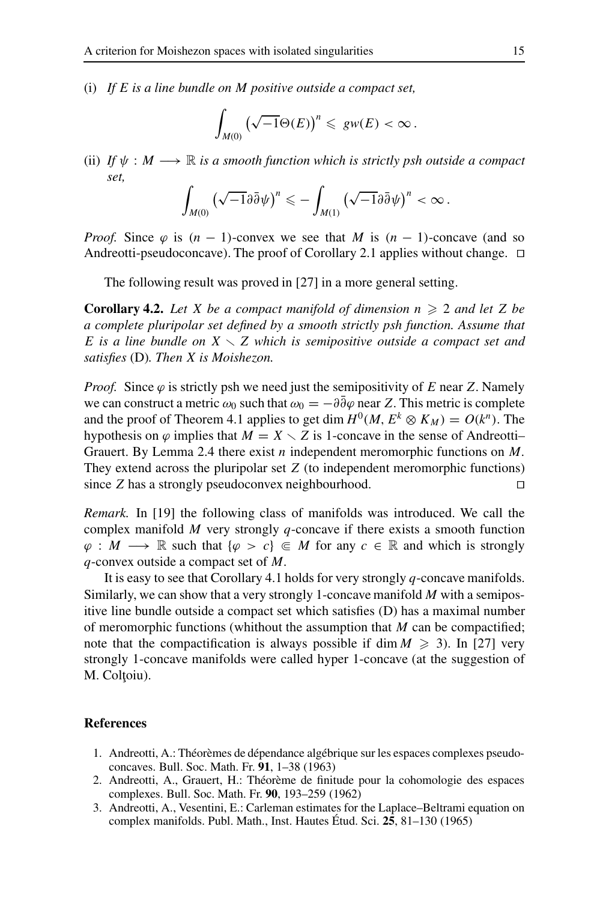(i) *If $E$ is a line bundle on $M$ positive outside a compact set,*

$$\int_{M(0)} \left(\sqrt{-1}\Theta(E)\right)^n \leqslant gw(E) < \infty\,.$$

(ii) *If $\psi : M \longrightarrow \mathbb{R}$ is a smooth function which is strictly psh outside a compact set,*

$$\int_{M(0)} \left(\sqrt{-1}\partial\bar{\partial}\psi\right)^n \leqslant -\int_{M(1)} \left(\sqrt{-1}\partial\bar{\partial}\psi\right)^n < \infty\,.$$

*Proof.* Since $\varphi$ is $(n-1)$-convex we see that $M$ is $(n-1)$-concave (and so Andreotti-pseudoconcave). The proof of Corollary 2.1 applies without change. □

The following result was proved in [27] in a more general setting.

**Corollary 4.2.** *Let $X$ be a compact manifold of dimension $n \geqslant 2$ and let $Z$ be a complete pluripolar set defined by a smooth strictly psh function. Assume that $E$ is a line bundle on $X \smallsetminus Z$ which is semipositive outside a compact set and satisfies* (D). *Then $X$ is Moishezon.*

*Proof.* Since $\varphi$ is strictly psh we need just the semipositivity of $E$ near $Z$. Namely we can construct a metric $\omega_0$ such that $\omega_0 = -\partial\bar{\partial}\varphi$ near $Z$. This metric is complete and the proof of Theorem 4.1 applies to get $\dim H^0(M, E^k \otimes K_M) = O(k^n)$. The hypothesis on $\varphi$ implies that $M = X \smallsetminus Z$ is 1-concave in the sense of Andreotti–Grauert. By Lemma 2.4 there exist $n$ independent meromorphic functions on $M$. They extend across the pluripolar set $Z$ (to independent meromorphic functions) since $Z$ has a strongly pseudoconvex neighbourhood. □

*Remark.* In [19] the following class of manifolds was introduced. We call the complex manifold $M$ very strongly $q$-concave if there exists a smooth function $\varphi : M \longrightarrow \mathbb{R}$ such that $\{\varphi > c\} \Subset M$ for any $c \in \mathbb{R}$ and which is strongly $q$-convex outside a compact set of $M$.

It is easy to see that Corollary 4.1 holds for very strongly $q$-concave manifolds. Similarly, we can show that a very strongly 1-concave manifold $M$ with a semipositive line bundle outside a compact set which satisfies (D) has a maximal number of meromorphic functions (whithout the assumption that $M$ can be compactified; note that the compactification is always possible if $\dim M \geqslant 3$). In [27] very strongly 1-concave manifolds were called hyper 1-concave (at the suggestion of M. Colţoiu).

## References

1. Andreotti, A.: Théorèmes de dépendance algébrique sur les espaces complexes pseudoconcaves. Bull. Soc. Math. Fr. **91**, 1–38 (1963)
2. Andreotti, A., Grauert, H.: Théorème de finitude pour la cohomologie des espaces complexes. Bull. Soc. Math. Fr. **90**, 193–259 (1962)
3. Andreotti, A., Vesentini, E.: Carleman estimates for the Laplace–Beltrami equation on complex manifolds. Publ. Math., Inst. Hautes Étud. Sci. **25**, 81–130 (1965)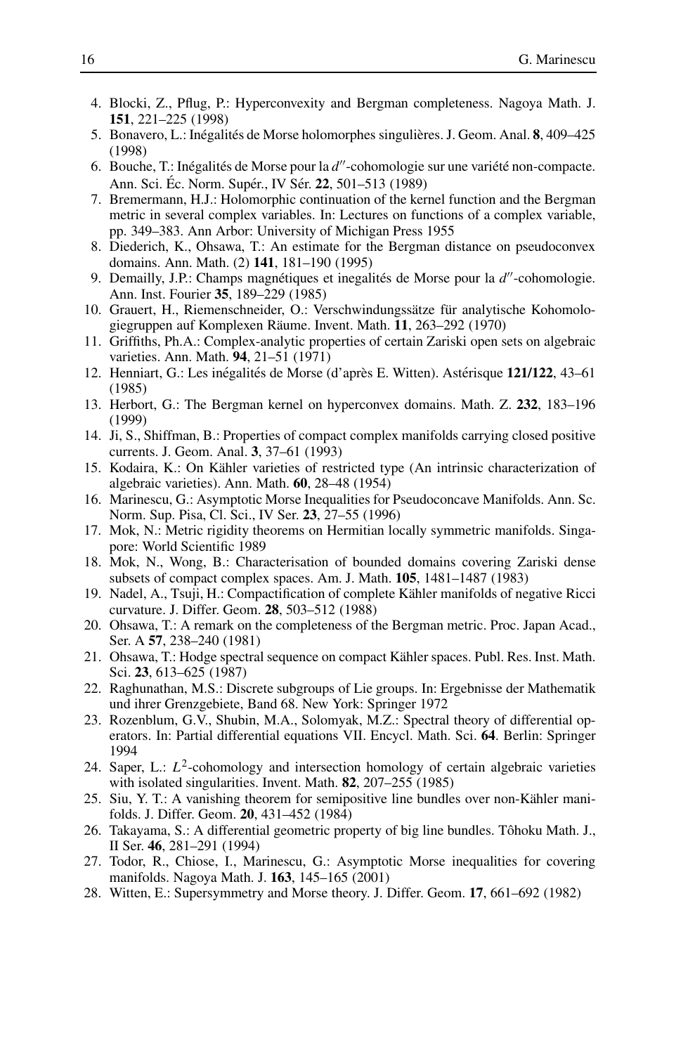4. Blocki, Z., Pflug, P.: Hyperconvexity and Bergman completeness. Nagoya Math. J. **151**, 221–225 (1998)
5. Bonavero, L.: Inégalités de Morse holomorphes singulières. J. Geom. Anal. **8**, 409–425 (1998)
6. Bouche, T.: Inégalités de Morse pour la $d''$-cohomologie sur une variété non-compacte. Ann. Sci. Éc. Norm. Supér., IV Sér. **22**, 501–513 (1989)
7. Bremermann, H.J.: Holomorphic continuation of the kernel function and the Bergman metric in several complex variables. In: Lectures on functions of a complex variable, pp. 349–383. Ann Arbor: University of Michigan Press 1955
8. Diederich, K., Ohsawa, T.: An estimate for the Bergman distance on pseudoconvex domains. Ann. Math. (2) **141**, 181–190 (1995)
9. Demailly, J.P.: Champs magnétiques et inegalités de Morse pour la $d''$-cohomologie. Ann. Inst. Fourier **35**, 189–229 (1985)
10. Grauert, H., Riemenschneider, O.: Verschwindungssätze für analytische Kohomologiegruppen auf Komplexen Räume. Invent. Math. **11**, 263–292 (1970)
11. Griffiths, Ph.A.: Complex-analytic properties of certain Zariski open sets on algebraic varieties. Ann. Math. **94**, 21–51 (1971)
12. Henniart, G.: Les inégalités de Morse (d'après E. Witten). Astérisque **121/122**, 43–61 (1985)
13. Herbort, G.: The Bergman kernel on hyperconvex domains. Math. Z. **232**, 183–196 (1999)
14. Ji, S., Shiffman, B.: Properties of compact complex manifolds carrying closed positive currents. J. Geom. Anal. **3**, 37–61 (1993)
15. Kodaira, K.: On Kähler varieties of restricted type (An intrinsic characterization of algebraic varieties). Ann. Math. **60**, 28–48 (1954)
16. Marinescu, G.: Asymptotic Morse Inequalities for Pseudoconcave Manifolds. Ann. Sc. Norm. Sup. Pisa, Cl. Sci., IV Ser. **23**, 27–55 (1996)
17. Mok, N.: Metric rigidity theorems on Hermitian locally symmetric manifolds. Singapore: World Scientific 1989
18. Mok, N., Wong, B.: Characterisation of bounded domains covering Zariski dense subsets of compact complex spaces. Am. J. Math. **105**, 1481–1487 (1983)
19. Nadel, A., Tsuji, H.: Compactification of complete Kähler manifolds of negative Ricci curvature. J. Differ. Geom. **28**, 503–512 (1988)
20. Ohsawa, T.: A remark on the completeness of the Bergman metric. Proc. Japan Acad., Ser. A **57**, 238–240 (1981)
21. Ohsawa, T.: Hodge spectral sequence on compact Kähler spaces. Publ. Res. Inst. Math. Sci. **23**, 613–625 (1987)
22. Raghunathan, M.S.: Discrete subgroups of Lie groups. In: Ergebnisse der Mathematik und ihrer Grenzgebiete, Band 68. New York: Springer 1972
23. Rozenblum, G.V., Shubin, M.A., Solomyak, M.Z.: Spectral theory of differential operators. In: Partial differential equations VII. Encycl. Math. Sci. **64**. Berlin: Springer 1994
24. Saper, L.: $L^2$-cohomology and intersection homology of certain algebraic varieties with isolated singularities. Invent. Math. **82**, 207–255 (1985)
25. Siu, Y. T.: A vanishing theorem for semipositive line bundles over non-Kähler manifolds. J. Differ. Geom. **20**, 431–452 (1984)
26. Takayama, S.: A differential geometric property of big line bundles. Tôhoku Math. J., II Ser. **46**, 281–291 (1994)
27. Todor, R., Chiose, I., Marinescu, G.: Asymptotic Morse inequalities for covering manifolds. Nagoya Math. J. **163**, 145–165 (2001)
28. Witten, E.: Supersymmetry and Morse theory. J. Differ. Geom. **17**, 661–692 (1982)